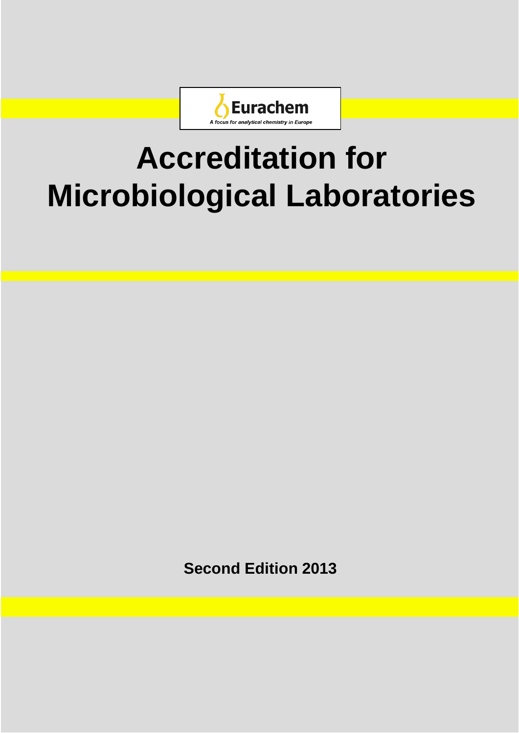Eurachem

A focus for analytical chemistry in Europe

# Accreditation for Microbiological Laboratories

**Second Edition 2013**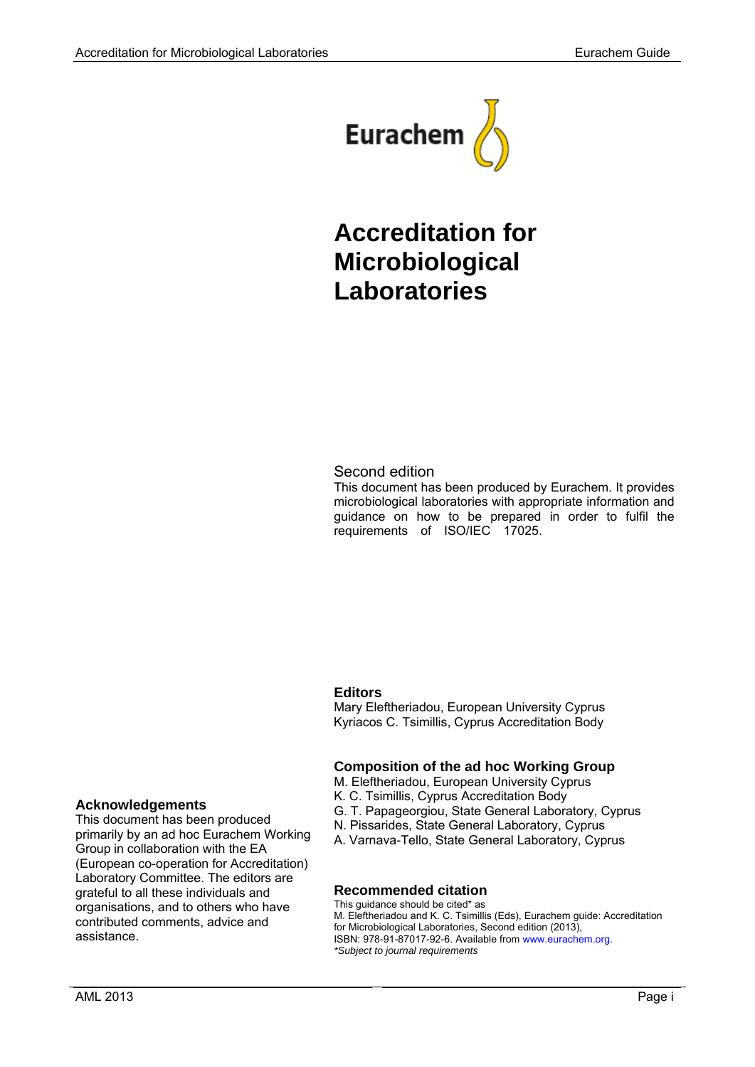Eurachem

# Accreditation for Microbiological Laboratories

Second edition

This document has been produced by Eurachem. It provides microbiological laboratories with appropriate information and guidance on how to be prepared in order to fulfil the requirements of ISO/IEC 17025.

## Editors

Mary Eleftheriadou, European University Cyprus
Kyriacos C. Tsimillis, Cyprus Accreditation Body

## Composition of the ad hoc Working Group

M. Eleftheriadou, European University Cyprus
K. C. Tsimillis, Cyprus Accreditation Body
G. T. Papageorgiou, State General Laboratory, Cyprus
N. Pissarides, State General Laboratory, Cyprus
A. Varnava-Tello, State General Laboratory, Cyprus

## Acknowledgements

This document has been produced primarily by an ad hoc Eurachem Working Group in collaboration with the EA (European co-operation for Accreditation) Laboratory Committee. The editors are grateful to all these individuals and organisations, and to others who have contributed comments, advice and assistance.

## Recommended citation

This guidance should be cited* as
M. Eleftheriadou and K. C. Tsimillis (Eds), Eurachem guide: Accreditation for Microbiological Laboratories, Second edition (2013), ISBN: 978-91-87017-92-6. Available from www.eurachem.org.
*\*Subject to journal requirements*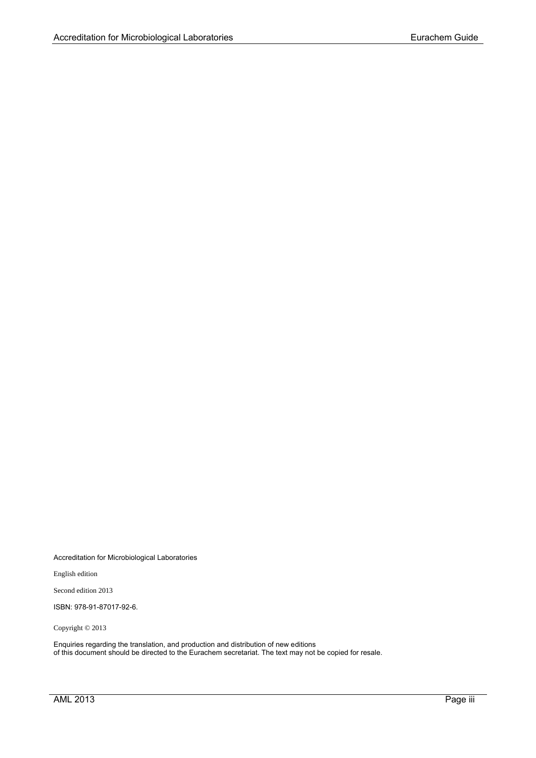Accreditation for Microbiological Laboratories

English edition

Second edition 2013

ISBN: 978-91-87017-92-6.

Copyright © 2013

Enquiries regarding the translation, and production and distribution of new editions
of this document should be directed to the Eurachem secretariat. The text may not be copied for resale.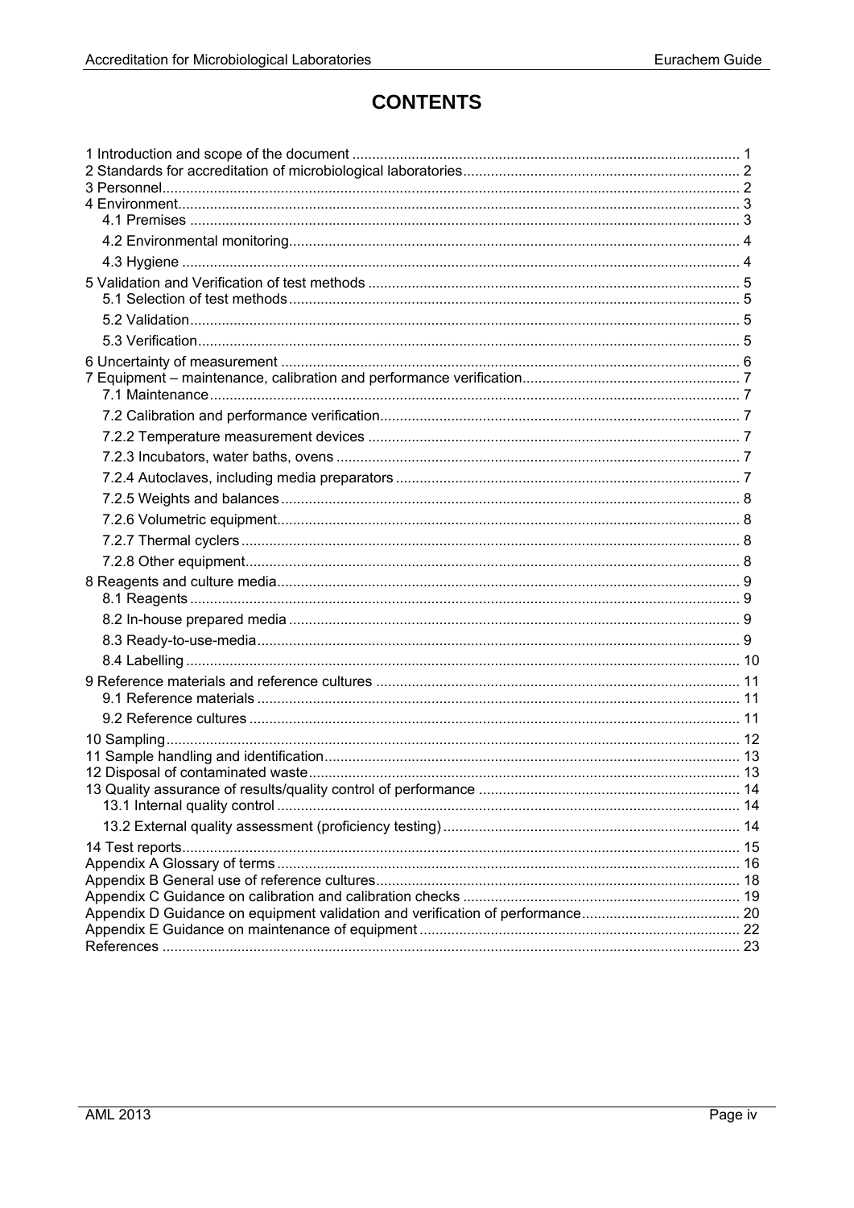# CONTENTS

1 Introduction and scope of the document ............................................................ 1
2 Standards for accreditation of microbiological laboratories ........................................ 2
3 Personnel ................................................................................ 2
4 Environment .............................................................................. 3
  4.1 Premises ............................................................................. 3
  4.2 Environmental monitoring .............................................................. 4
  4.3 Hygiene .............................................................................. 4
5 Validation and Verification of test methods ......................................................... 5
  5.1 Selection of test methods ............................................................. 5
  5.2 Validation ........................................................................... 5
  5.3 Verification ......................................................................... 5
6 Uncertainty of measurement ............................................................... 6
7 Equipment – maintenance, calibration and performance verification ................................. 7
  7.1 Maintenance .......................................................................... 7
  7.2 Calibration and performance verification .............................................. 7
  7.2.2 Temperature measurement devices ..................................................... 7
  7.2.3 Incubators, water baths, ovens ...................................................... 7
  7.2.4 Autoclaves, including media preparators ............................................. 7
  7.2.5 Weights and balances ................................................................ 8
  7.2.6 Volumetric equipment ................................................................ 8
  7.2.7 Thermal cyclers ..................................................................... 8
  7.2.8 Other equipment ..................................................................... 8
8 Reagents and culture media ............................................................... 9
  8.1 Reagents ............................................................................. 9
  8.2 In-house prepared media .............................................................. 9
  8.3 Ready-to-use-media ................................................................... 9
  8.4 Labelling ............................................................................ 10
9 Reference materials and reference cultures ............................................... 11
  9.1 Reference materials .................................................................. 11
  9.2 Reference cultures ................................................................... 11
10 Sampling ................................................................................ 12
11 Sample handling and identification ...................................................... 13
12 Disposal of contaminated waste .......................................................... 13
13 Quality assurance of results/quality control of performance .............................. 14
  13.1 Internal quality control ............................................................ 14
  13.2 External quality assessment (proficiency testing) ................................... 14
14 Test reports ............................................................................ 15
Appendix A Glossary of terms ............................................................... 16
Appendix B General use of reference cultures ............................................... 18
Appendix C Guidance on calibration and calibration checks .................................. 19
Appendix D Guidance on equipment validation and verification of performance ................ 20
Appendix E Guidance on maintenance of equipment ............................................ 22
References .................................................................................. 23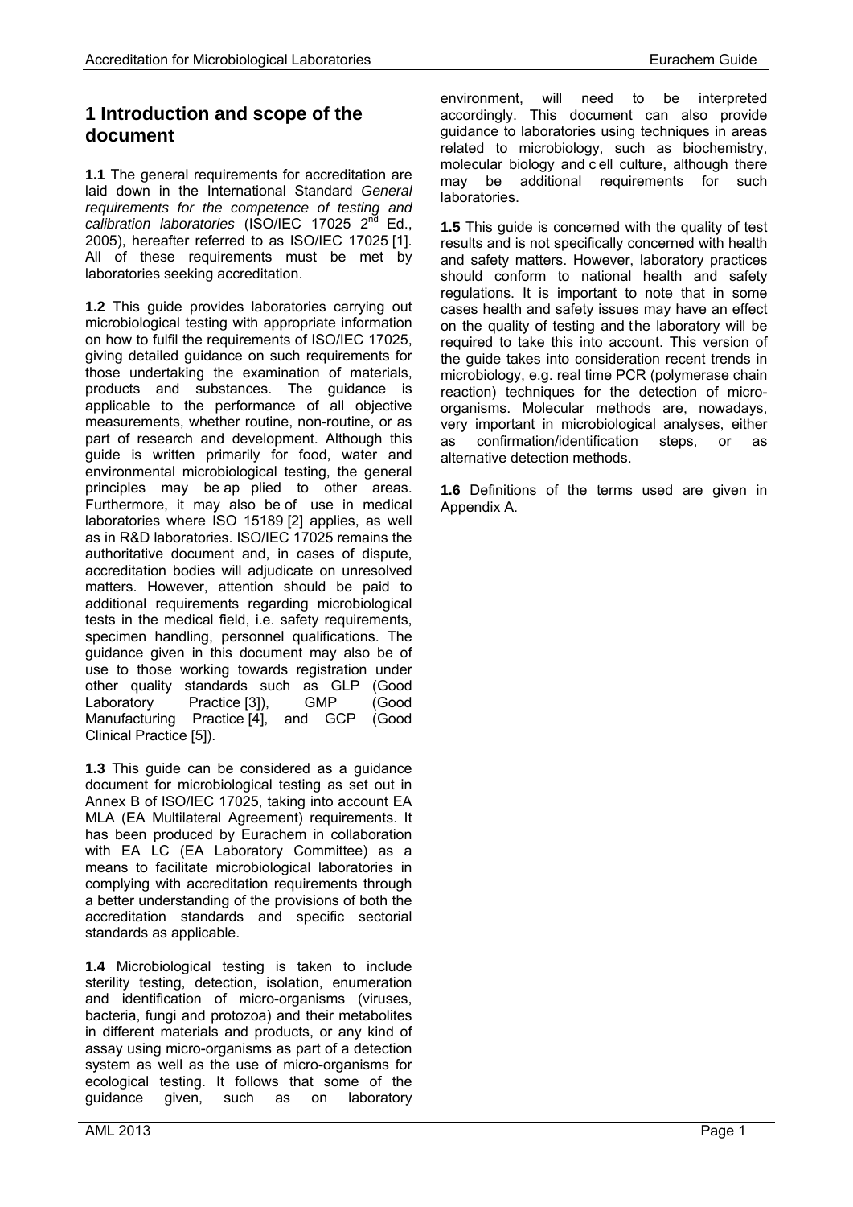# 1 Introduction and scope of the document

**1.1** The general requirements for accreditation are laid down in the International Standard *General requirements for the competence of testing and calibration laboratories* (ISO/IEC 17025 2nd Ed., 2005), hereafter referred to as ISO/IEC 17025 [1]. All of these requirements must be met by laboratories seeking accreditation.

**1.2** This guide provides laboratories carrying out microbiological testing with appropriate information on how to fulfil the requirements of ISO/IEC 17025, giving detailed guidance on such requirements for those undertaking the examination of materials, products and substances. The guidance is applicable to the performance of all objective measurements, whether routine, non-routine, or as part of research and development. Although this guide is written primarily for food, water and environmental microbiological testing, the general principles may be applied to other areas. Furthermore, it may also be of use in medical laboratories where ISO 15189 [2] applies, as well as in R&D laboratories. ISO/IEC 17025 remains the authoritative document and, in cases of dispute, accreditation bodies will adjudicate on unresolved matters. However, attention should be paid to additional requirements regarding microbiological tests in the medical field, i.e. safety requirements, specimen handling, personnel qualifications. The guidance given in this document may also be of use to those working towards registration under other quality standards such as GLP (Good Laboratory Practice [3]), GMP (Good Manufacturing Practice [4], and GCP (Good Clinical Practice [5]).

**1.3** This guide can be considered as a guidance document for microbiological testing as set out in Annex B of ISO/IEC 17025, taking into account EA MLA (EA Multilateral Agreement) requirements. It has been produced by Eurachem in collaboration with EA LC (EA Laboratory Committee) as a means to facilitate microbiological laboratories in complying with accreditation requirements through a better understanding of the provisions of both the accreditation standards and specific sectorial standards as applicable.

**1.4** Microbiological testing is taken to include sterility testing, detection, isolation, enumeration and identification of micro-organisms (viruses, bacteria, fungi and protozoa) and their metabolites in different materials and products, or any kind of assay using micro-organisms as part of a detection system as well as the use of micro-organisms for ecological testing. It follows that some of the guidance given, such as on laboratory environment, will need to be interpreted accordingly. This document can also provide guidance to laboratories using techniques in areas related to microbiology, such as biochemistry, molecular biology and cell culture, although there may be additional requirements for such laboratories.

**1.5** This guide is concerned with the quality of test results and is not specifically concerned with health and safety matters. However, laboratory practices should conform to national health and safety regulations. It is important to note that in some cases health and safety issues may have an effect on the quality of testing and the laboratory will be required to take this into account. This version of the guide takes into consideration recent trends in microbiology, e.g. real time PCR (polymerase chain reaction) techniques for the detection of micro-organisms. Molecular methods are, nowadays, very important in microbiological analyses, either as confirmation/identification steps, or as alternative detection methods.

**1.6** Definitions of the terms used are given in Appendix A.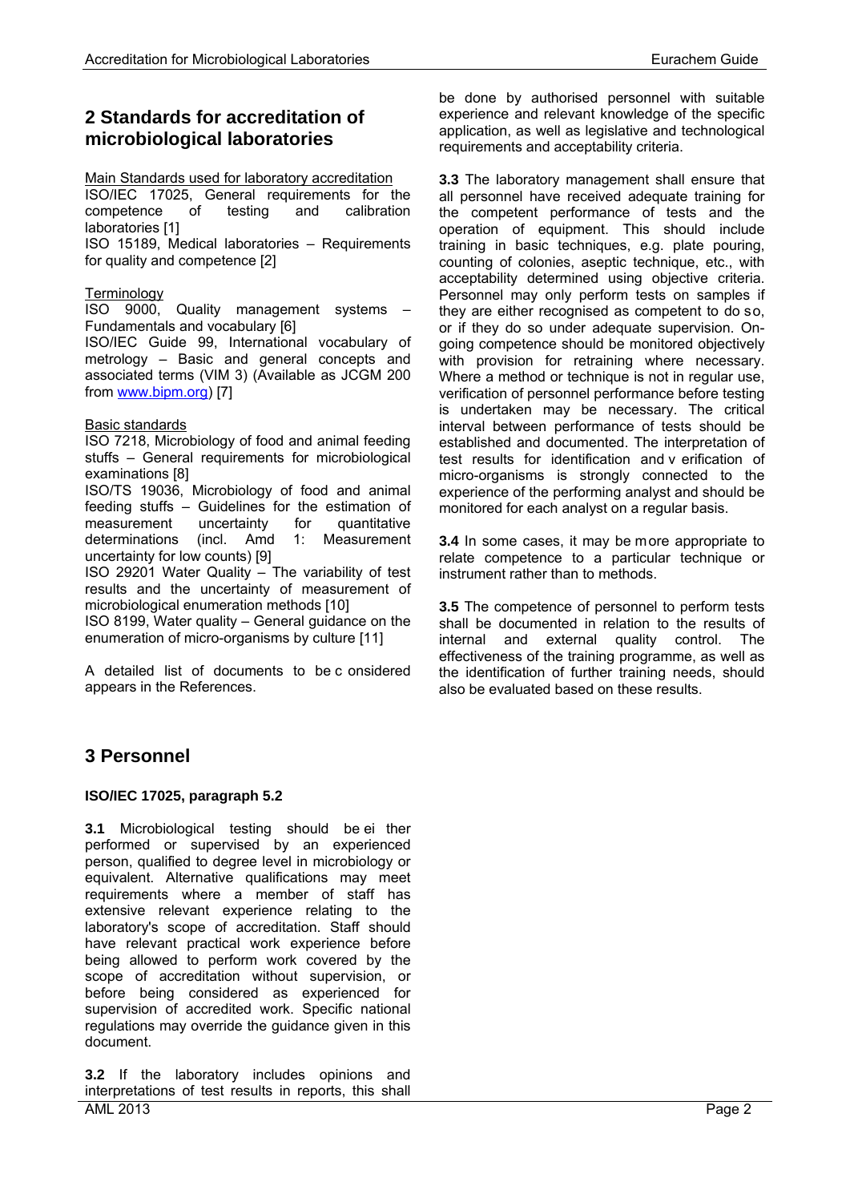## 2 Standards for accreditation of microbiological laboratories

Main Standards used for laboratory accreditation

ISO/IEC 17025, General requirements for the competence of testing and calibration laboratories [1]

ISO 15189, Medical laboratories – Requirements for quality and competence [2]

Terminology

ISO 9000, Quality management systems – Fundamentals and vocabulary [6]

ISO/IEC Guide 99, International vocabulary of metrology – Basic and general concepts and associated terms (VIM 3) (Available as JCGM 200 from www.bipm.org) [7]

Basic standards

ISO 7218, Microbiology of food and animal feeding stuffs – General requirements for microbiological examinations [8]

ISO/TS 19036, Microbiology of food and animal feeding stuffs – Guidelines for the estimation of measurement uncertainty for quantitative determinations (incl. Amd 1: Measurement uncertainty for low counts) [9]

ISO 29201 Water Quality – The variability of test results and the uncertainty of measurement of microbiological enumeration methods [10]

ISO 8199, Water quality – General guidance on the enumeration of micro-organisms by culture [11]

A detailed list of documents to be considered appears in the References.

## 3 Personnel

### ISO/IEC 17025, paragraph 5.2

**3.1** Microbiological testing should be either performed or supervised by an experienced person, qualified to degree level in microbiology or equivalent. Alternative qualifications may meet requirements where a member of staff has extensive relevant experience relating to the laboratory's scope of accreditation. Staff should have relevant practical work experience before being allowed to perform work covered by the scope of accreditation without supervision, or before being considered as experienced for supervision of accredited work. Specific national regulations may override the guidance given in this document.

**3.2** If the laboratory includes opinions and interpretations of test results in reports, this shall be done by authorised personnel with suitable experience and relevant knowledge of the specific application, as well as legislative and technological requirements and acceptability criteria.

**3.3** The laboratory management shall ensure that all personnel have received adequate training for the competent performance of tests and the operation of equipment. This should include training in basic techniques, e.g. plate pouring, counting of colonies, aseptic technique, etc., with acceptability determined using objective criteria. Personnel may only perform tests on samples if they are either recognised as competent to do so, or if they do so under adequate supervision. On-going competence should be monitored objectively with provision for retraining where necessary. Where a method or technique is not in regular use, verification of personnel performance before testing is undertaken may be necessary. The critical interval between performance of tests should be established and documented. The interpretation of test results for identification and verification of micro-organisms is strongly connected to the experience of the performing analyst and should be monitored for each analyst on a regular basis.

**3.4** In some cases, it may be more appropriate to relate competence to a particular technique or instrument rather than to methods.

**3.5** The competence of personnel to perform tests shall be documented in relation to the results of internal and external quality control. The effectiveness of the training programme, as well as the identification of further training needs, should also be evaluated based on these results.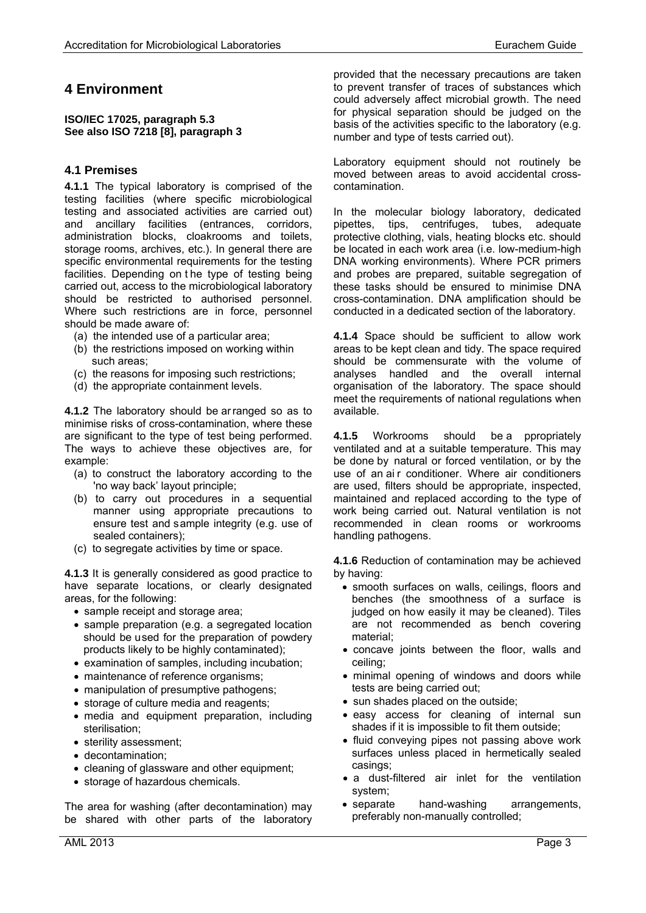# 4 Environment

**ISO/IEC 17025, paragraph 5.3**
**See also ISO 7218 [8], paragraph 3**

## 4.1 Premises

**4.1.1** The typical laboratory is comprised of the testing facilities (where specific microbiological testing and associated activities are carried out) and ancillary facilities (entrances, corridors, administration blocks, cloakrooms and toilets, storage rooms, archives, etc.). In general there are specific environmental requirements for the testing facilities. Depending on the type of testing being carried out, access to the microbiological laboratory should be restricted to authorised personnel. Where such restrictions are in force, personnel should be made aware of:

(a) the intended use of a particular area;
(b) the restrictions imposed on working within such areas;
(c) the reasons for imposing such restrictions;
(d) the appropriate containment levels.

**4.1.2** The laboratory should be arranged so as to minimise risks of cross-contamination, where these are significant to the type of test being performed. The ways to achieve these objectives are, for example:

(a) to construct the laboratory according to the 'no way back' layout principle;
(b) to carry out procedures in a sequential manner using appropriate precautions to ensure test and sample integrity (e.g. use of sealed containers);
(c) to segregate activities by time or space.

**4.1.3** It is generally considered as good practice to have separate locations, or clearly designated areas, for the following:

- sample receipt and storage area;
- sample preparation (e.g. a segregated location should be used for the preparation of powdery products likely to be highly contaminated);
- examination of samples, including incubation;
- maintenance of reference organisms;
- manipulation of presumptive pathogens;
- storage of culture media and reagents;
- media and equipment preparation, including sterilisation;
- sterility assessment;
- decontamination;
- cleaning of glassware and other equipment;
- storage of hazardous chemicals.

The area for washing (after decontamination) may be shared with other parts of the laboratory provided that the necessary precautions are taken to prevent transfer of traces of substances which could adversely affect microbial growth. The need for physical separation should be judged on the basis of the activities specific to the laboratory (e.g. number and type of tests carried out).

Laboratory equipment should not routinely be moved between areas to avoid accidental cross-contamination.

In the molecular biology laboratory, dedicated pipettes, tips, centrifuges, tubes, adequate protective clothing, vials, heating blocks etc. should be located in each work area (i.e. low-medium-high DNA working environments). Where PCR primers and probes are prepared, suitable segregation of these tasks should be ensured to minimise DNA cross-contamination. DNA amplification should be conducted in a dedicated section of the laboratory.

**4.1.4** Space should be sufficient to allow work areas to be kept clean and tidy. The space required should be commensurate with the volume of analyses handled and the overall internal organisation of the laboratory. The space should meet the requirements of national regulations when available.

**4.1.5** Workrooms should be appropriately ventilated and at a suitable temperature. This may be done by natural or forced ventilation, or by the use of an air conditioner. Where air conditioners are used, filters should be appropriate, inspected, maintained and replaced according to the type of work being carried out. Natural ventilation is not recommended in clean rooms or workrooms handling pathogens.

**4.1.6** Reduction of contamination may be achieved by having:

- smooth surfaces on walls, ceilings, floors and benches (the smoothness of a surface is judged on how easily it may be cleaned). Tiles are not recommended as bench covering material;
- concave joints between the floor, walls and ceiling;
- minimal opening of windows and doors while tests are being carried out;
- sun shades placed on the outside;
- easy access for cleaning of internal sun shades if it is impossible to fit them outside;
- fluid conveying pipes not passing above work surfaces unless placed in hermetically sealed casings;
- a dust-filtered air inlet for the ventilation system;
- separate hand-washing arrangements, preferably non-manually controlled;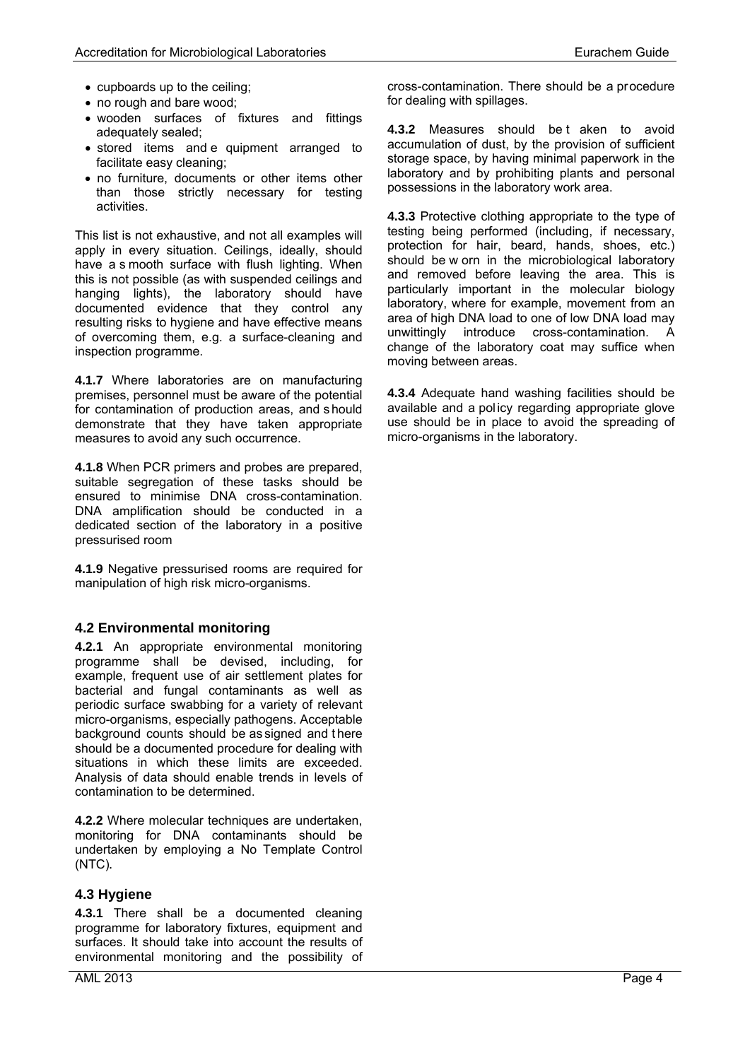- cupboards up to the ceiling;
- no rough and bare wood;
- wooden surfaces of fixtures and fittings adequately sealed;
- stored items and equipment arranged to facilitate easy cleaning;
- no furniture, documents or other items other than those strictly necessary for testing activities.

This list is not exhaustive, and not all examples will apply in every situation. Ceilings, ideally, should have a smooth surface with flush lighting. When this is not possible (as with suspended ceilings and hanging lights), the laboratory should have documented evidence that they control any resulting risks to hygiene and have effective means of overcoming them, e.g. a surface-cleaning and inspection programme.

**4.1.7** Where laboratories are on manufacturing premises, personnel must be aware of the potential for contamination of production areas, and should demonstrate that they have taken appropriate measures to avoid any such occurrence.

**4.1.8** When PCR primers and probes are prepared, suitable segregation of these tasks should be ensured to minimise DNA cross-contamination. DNA amplification should be conducted in a dedicated section of the laboratory in a positive pressurised room

**4.1.9** Negative pressurised rooms are required for manipulation of high risk micro-organisms.

## 4.2 Environmental monitoring

**4.2.1** An appropriate environmental monitoring programme shall be devised, including, for example, frequent use of air settlement plates for bacterial and fungal contaminants as well as periodic surface swabbing for a variety of relevant micro-organisms, especially pathogens. Acceptable background counts should be assigned and there should be a documented procedure for dealing with situations in which these limits are exceeded. Analysis of data should enable trends in levels of contamination to be determined.

**4.2.2** Where molecular techniques are undertaken, monitoring for DNA contaminants should be undertaken by employing a No Template Control (NTC).

## 4.3 Hygiene

**4.3.1** There shall be a documented cleaning programme for laboratory fixtures, equipment and surfaces. It should take into account the results of environmental monitoring and the possibility of cross-contamination. There should be a procedure for dealing with spillages.

**4.3.2** Measures should be taken to avoid accumulation of dust, by the provision of sufficient storage space, by having minimal paperwork in the laboratory and by prohibiting plants and personal possessions in the laboratory work area.

**4.3.3** Protective clothing appropriate to the type of testing being performed (including, if necessary, protection for hair, beard, hands, shoes, etc.) should be worn in the microbiological laboratory and removed before leaving the area. This is particularly important in the molecular biology laboratory, where for example, movement from an area of high DNA load to one of low DNA load may unwittingly introduce cross-contamination. A change of the laboratory coat may suffice when moving between areas.

**4.3.4** Adequate hand washing facilities should be available and a policy regarding appropriate glove use should be in place to avoid the spreading of micro-organisms in the laboratory.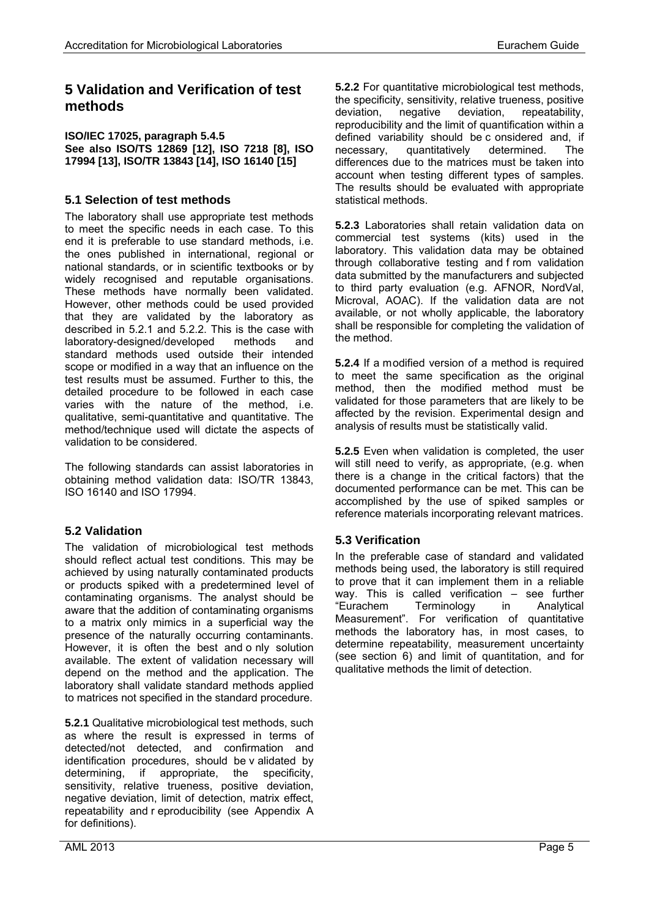# 5 Validation and Verification of test methods

**ISO/IEC 17025, paragraph 5.4.5**
**See also ISO/TS 12869 [12], ISO 7218 [8], ISO 17994 [13], ISO/TR 13843 [14], ISO 16140 [15]**

## 5.1 Selection of test methods

The laboratory shall use appropriate test methods to meet the specific needs in each case. To this end it is preferable to use standard methods, i.e. the ones published in international, regional or national standards, or in scientific textbooks or by widely recognised and reputable organisations. These methods have normally been validated. However, other methods could be used provided that they are validated by the laboratory as described in 5.2.1 and 5.2.2. This is the case with laboratory-designed/developed methods and standard methods used outside their intended scope or modified in a way that an influence on the test results must be assumed. Further to this, the detailed procedure to be followed in each case varies with the nature of the method, i.e. qualitative, semi-quantitative and quantitative. The method/technique used will dictate the aspects of validation to be considered.

The following standards can assist laboratories in obtaining method validation data: ISO/TR 13843, ISO 16140 and ISO 17994.

## 5.2 Validation

The validation of microbiological test methods should reflect actual test conditions. This may be achieved by using naturally contaminated products or products spiked with a predetermined level of contaminating organisms. The analyst should be aware that the addition of contaminating organisms to a matrix only mimics in a superficial way the presence of the naturally occurring contaminants. However, it is often the best and only solution available. The extent of validation necessary will depend on the method and the application. The laboratory shall validate standard methods applied to matrices not specified in the standard procedure.

**5.2.1** Qualitative microbiological test methods, such as where the result is expressed in terms of detected/not detected, and confirmation and identification procedures, should be validated by determining, if appropriate, the specificity, sensitivity, relative trueness, positive deviation, negative deviation, limit of detection, matrix effect, repeatability and reproducibility (see Appendix A for definitions).

**5.2.2** For quantitative microbiological test methods, the specificity, sensitivity, relative trueness, positive deviation, negative deviation, repeatability, reproducibility and the limit of quantification within a defined variability should be considered and, if necessary, quantitatively determined. The differences due to the matrices must be taken into account when testing different types of samples. The results should be evaluated with appropriate statistical methods.

**5.2.3** Laboratories shall retain validation data on commercial test systems (kits) used in the laboratory. This validation data may be obtained through collaborative testing and from validation data submitted by the manufacturers and subjected to third party evaluation (e.g. AFNOR, NordVal, Microval, AOAC). If the validation data are not available, or not wholly applicable, the laboratory shall be responsible for completing the validation of the method.

**5.2.4** If a modified version of a method is required to meet the same specification as the original method, then the modified method must be validated for those parameters that are likely to be affected by the revision. Experimental design and analysis of results must be statistically valid.

**5.2.5** Even when validation is completed, the user will still need to verify, as appropriate, (e.g. when there is a change in the critical factors) that the documented performance can be met. This can be accomplished by the use of spiked samples or reference materials incorporating relevant matrices.

## 5.3 Verification

In the preferable case of standard and validated methods being used, the laboratory is still required to prove that it can implement them in a reliable way. This is called verification – see further "Eurachem Terminology in Analytical Measurement". For verification of quantitative methods the laboratory has, in most cases, to determine repeatability, measurement uncertainty (see section 6) and limit of quantitation, and for qualitative methods the limit of detection.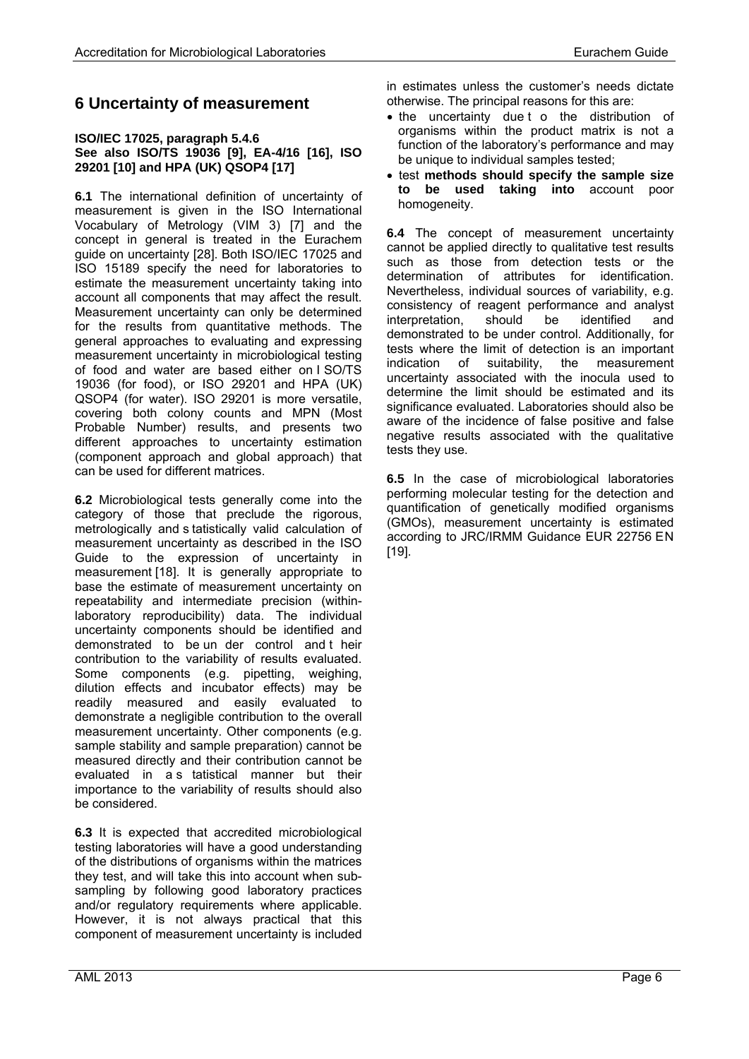# 6 Uncertainty of measurement

**ISO/IEC 17025, paragraph 5.4.6**
**See also ISO/TS 19036 [9], EA-4/16 [16], ISO 29201 [10] and HPA (UK) QSOP4 [17]**

**6.1** The international definition of uncertainty of measurement is given in the ISO International Vocabulary of Metrology (VIM 3) [7] and the concept in general is treated in the Eurachem guide on uncertainty [28]. Both ISO/IEC 17025 and ISO 15189 specify the need for laboratories to estimate the measurement uncertainty taking into account all components that may affect the result. Measurement uncertainty can only be determined for the results from quantitative methods. The general approaches to evaluating and expressing measurement uncertainty in microbiological testing of food and water are based either on ISO/TS 19036 (for food), or ISO 29201 and HPA (UK) QSOP4 (for water). ISO 29201 is more versatile, covering both colony counts and MPN (Most Probable Number) results, and presents two different approaches to uncertainty estimation (component approach and global approach) that can be used for different matrices.

**6.2** Microbiological tests generally come into the category of those that preclude the rigorous, metrologically and statistically valid calculation of measurement uncertainty as described in the ISO Guide to the expression of uncertainty in measurement [18]. It is generally appropriate to base the estimate of measurement uncertainty on repeatability and intermediate precision (within-laboratory reproducibility) data. The individual uncertainty components should be identified and demonstrated to be under control and their contribution to the variability of results evaluated. Some components (e.g. pipetting, weighing, dilution effects and incubator effects) may be readily measured and easily evaluated to demonstrate a negligible contribution to the overall measurement uncertainty. Other components (e.g. sample stability and sample preparation) cannot be measured directly and their contribution cannot be evaluated in a statistical manner but their importance to the variability of results should also be considered.

**6.3** It is expected that accredited microbiological testing laboratories will have a good understanding of the distributions of organisms within the matrices they test, and will take this into account when sub-sampling by following good laboratory practices and/or regulatory requirements where applicable. However, it is not always practical that this component of measurement uncertainty is included in estimates unless the customer's needs dictate otherwise. The principal reasons for this are:

- the uncertainty due to the distribution of organisms within the product matrix is not a function of the laboratory's performance and may be unique to individual samples tested;
- test **methods should specify the sample size to be used taking into** account poor homogeneity.

**6.4** The concept of measurement uncertainty cannot be applied directly to qualitative test results such as those from detection tests or the determination of attributes for identification. Nevertheless, individual sources of variability, e.g. consistency of reagent performance and analyst interpretation, should be identified and demonstrated to be under control. Additionally, for tests where the limit of detection is an important indication of suitability, the measurement uncertainty associated with the inocula used to determine the limit should be estimated and its significance evaluated. Laboratories should also be aware of the incidence of false positive and false negative results associated with the qualitative tests they use.

**6.5** In the case of microbiological laboratories performing molecular testing for the detection and quantification of genetically modified organisms (GMOs), measurement uncertainty is estimated according to JRC/IRMM Guidance EUR 22756 EN [19].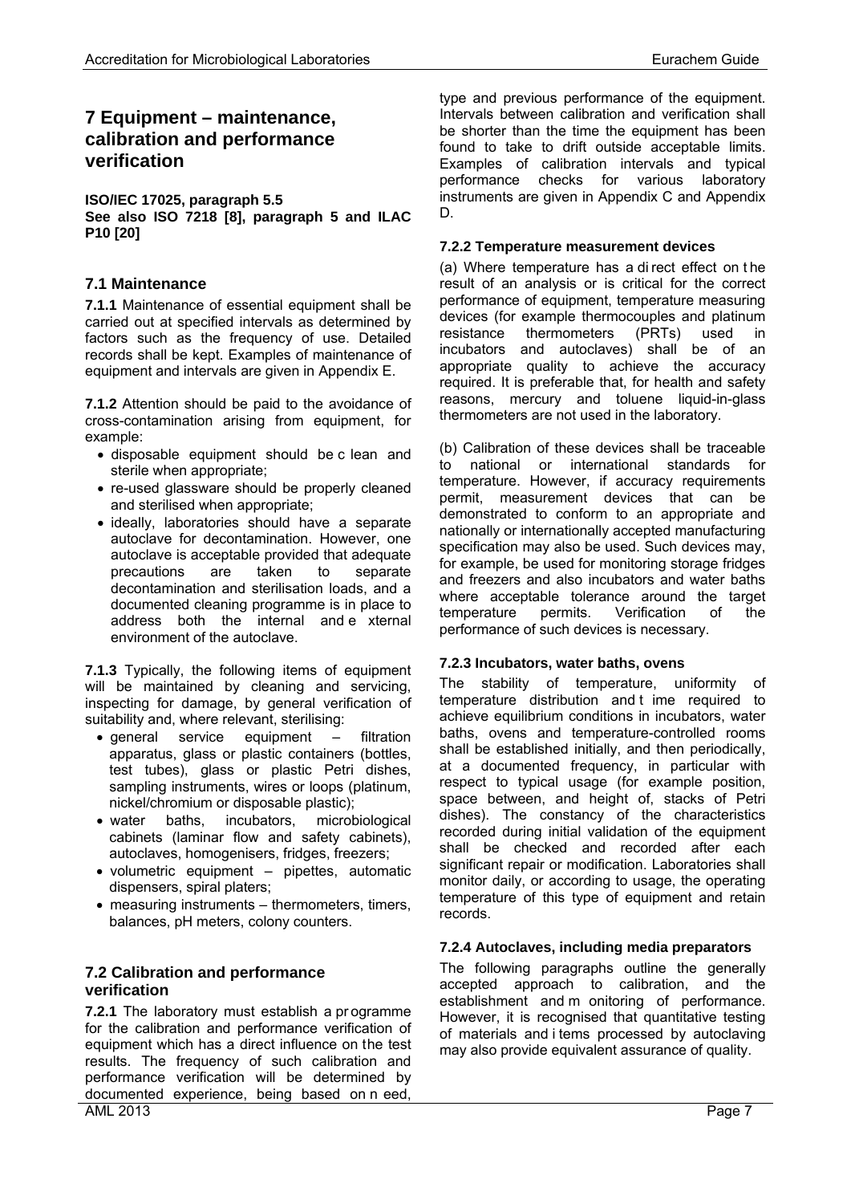## 7 Equipment – maintenance, calibration and performance verification

**ISO/IEC 17025, paragraph 5.5**
**See also ISO 7218 [8], paragraph 5 and ILAC P10 [20]**

### 7.1 Maintenance

**7.1.1** Maintenance of essential equipment shall be carried out at specified intervals as determined by factors such as the frequency of use. Detailed records shall be kept. Examples of maintenance of equipment and intervals are given in Appendix E.

**7.1.2** Attention should be paid to the avoidance of cross-contamination arising from equipment, for example:

- disposable equipment should be clean and sterile when appropriate;
- re-used glassware should be properly cleaned and sterilised when appropriate;
- ideally, laboratories should have a separate autoclave for decontamination. However, one autoclave is acceptable provided that adequate precautions are taken to separate decontamination and sterilisation loads, and a documented cleaning programme is in place to address both the internal and external environment of the autoclave.

**7.1.3** Typically, the following items of equipment will be maintained by cleaning and servicing, inspecting for damage, by general verification of suitability and, where relevant, sterilising:

- general service equipment – filtration apparatus, glass or plastic containers (bottles, test tubes), glass or plastic Petri dishes, sampling instruments, wires or loops (platinum, nickel/chromium or disposable plastic);
- water baths, incubators, microbiological cabinets (laminar flow and safety cabinets), autoclaves, homogenisers, fridges, freezers;
- volumetric equipment – pipettes, automatic dispensers, spiral platers;
- measuring instruments – thermometers, timers, balances, pH meters, colony counters.

### 7.2 Calibration and performance verification

**7.2.1** The laboratory must establish a programme for the calibration and performance verification of equipment which has a direct influence on the test results. The frequency of such calibration and performance verification will be determined by documented experience, being based on need, type and previous performance of the equipment. Intervals between calibration and verification shall be shorter than the time the equipment has been found to take to drift outside acceptable limits. Examples of calibration intervals and typical performance checks for various laboratory instruments are given in Appendix C and Appendix D.

#### 7.2.2 Temperature measurement devices

(a) Where temperature has a direct effect on the result of an analysis or is critical for the correct performance of equipment, temperature measuring devices (for example thermocouples and platinum resistance thermometers (PRTs) used in incubators and autoclaves) shall be of an appropriate quality to achieve the accuracy required. It is preferable that, for health and safety reasons, mercury and toluene liquid-in-glass thermometers are not used in the laboratory.

(b) Calibration of these devices shall be traceable to national or international standards for temperature. However, if accuracy requirements permit, measurement devices that can be demonstrated to conform to an appropriate and nationally or internationally accepted manufacturing specification may also be used. Such devices may, for example, be used for monitoring storage fridges and freezers and also incubators and water baths where acceptable tolerance around the target temperature permits. Verification of the performance of such devices is necessary.

#### 7.2.3 Incubators, water baths, ovens

The stability of temperature, uniformity of temperature distribution and time required to achieve equilibrium conditions in incubators, water baths, ovens and temperature-controlled rooms shall be established initially, and then periodically, at a documented frequency, in particular with respect to typical usage (for example position, space between, and height of, stacks of Petri dishes). The constancy of the characteristics recorded during initial validation of the equipment shall be checked and recorded after each significant repair or modification. Laboratories shall monitor daily, or according to usage, the operating temperature of this type of equipment and retain records.

#### 7.2.4 Autoclaves, including media preparators

The following paragraphs outline the generally accepted approach to calibration, and the establishment and monitoring of performance. However, it is recognised that quantitative testing of materials and items processed by autoclaving may also provide equivalent assurance of quality.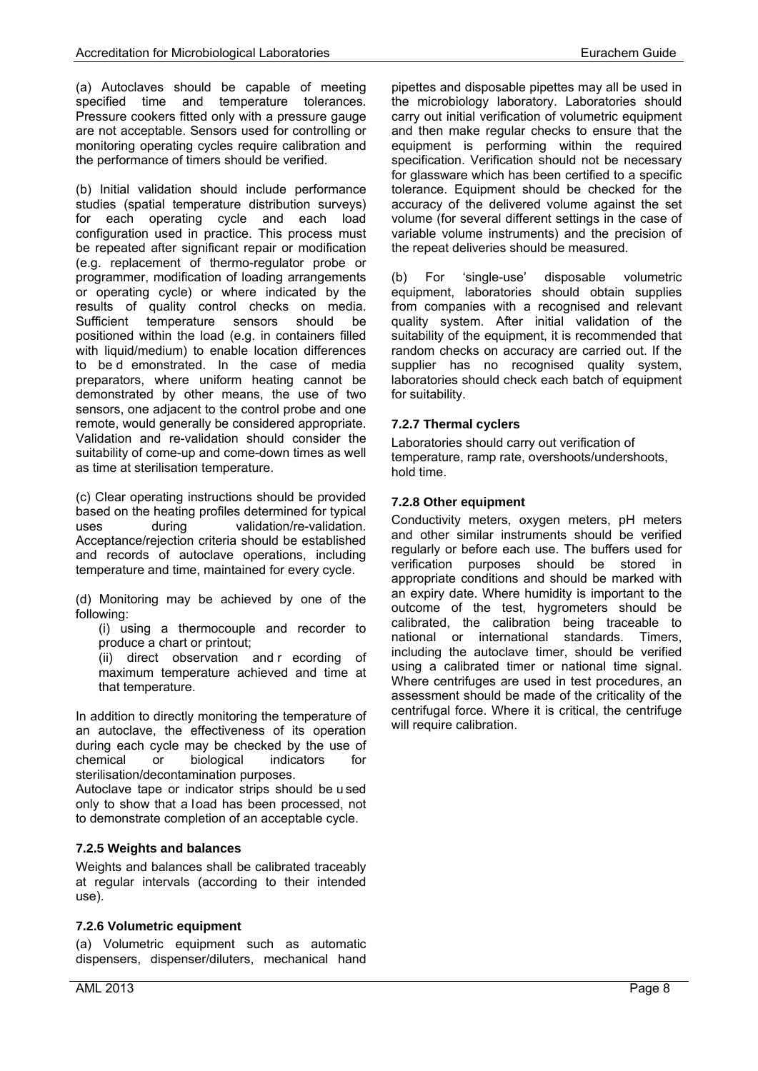(a) Autoclaves should be capable of meeting specified time and temperature tolerances. Pressure cookers fitted only with a pressure gauge are not acceptable. Sensors used for controlling or monitoring operating cycles require calibration and the performance of timers should be verified.

(b) Initial validation should include performance studies (spatial temperature distribution surveys) for each operating cycle and each load configuration used in practice. This process must be repeated after significant repair or modification (e.g. replacement of thermo-regulator probe or programmer, modification of loading arrangements or operating cycle) or where indicated by the results of quality control checks on media. Sufficient temperature sensors should be positioned within the load (e.g. in containers filled with liquid/medium) to enable location differences to be demonstrated. In the case of media preparators, where uniform heating cannot be demonstrated by other means, the use of two sensors, one adjacent to the control probe and one remote, would generally be considered appropriate. Validation and re-validation should consider the suitability of come-up and come-down times as well as time at sterilisation temperature.

(c) Clear operating instructions should be provided based on the heating profiles determined for typical uses during validation/re-validation. Acceptance/rejection criteria should be established and records of autoclave operations, including temperature and time, maintained for every cycle.

(d) Monitoring may be achieved by one of the following:

(i) using a thermocouple and recorder to produce a chart or printout;

(ii) direct observation and recording of maximum temperature achieved and time at that temperature.

In addition to directly monitoring the temperature of an autoclave, the effectiveness of its operation during each cycle may be checked by the use of chemical or biological indicators for sterilisation/decontamination purposes.
Autoclave tape or indicator strips should be used only to show that a load has been processed, not to demonstrate completion of an acceptable cycle.

### 7.2.5 Weights and balances

Weights and balances shall be calibrated traceably at regular intervals (according to their intended use).

### 7.2.6 Volumetric equipment

(a) Volumetric equipment such as automatic dispensers, dispenser/diluters, mechanical hand pipettes and disposable pipettes may all be used in the microbiology laboratory. Laboratories should carry out initial verification of volumetric equipment and then make regular checks to ensure that the equipment is performing within the required specification. Verification should not be necessary for glassware which has been certified to a specific tolerance. Equipment should be checked for the accuracy of the delivered volume against the set volume (for several different settings in the case of variable volume instruments) and the precision of the repeat deliveries should be measured.

(b) For 'single-use' disposable volumetric equipment, laboratories should obtain supplies from companies with a recognised and relevant quality system. After initial validation of the suitability of the equipment, it is recommended that random checks on accuracy are carried out. If the supplier has no recognised quality system, laboratories should check each batch of equipment for suitability.

### 7.2.7 Thermal cyclers

Laboratories should carry out verification of temperature, ramp rate, overshoots/undershoots, hold time.

### 7.2.8 Other equipment

Conductivity meters, oxygen meters, pH meters and other similar instruments should be verified regularly or before each use. The buffers used for verification purposes should be stored in appropriate conditions and should be marked with an expiry date. Where humidity is important to the outcome of the test, hygrometers should be calibrated, the calibration being traceable to national or international standards. Timers, including the autoclave timer, should be verified using a calibrated timer or national time signal. Where centrifuges are used in test procedures, an assessment should be made of the criticality of the centrifugal force. Where it is critical, the centrifuge will require calibration.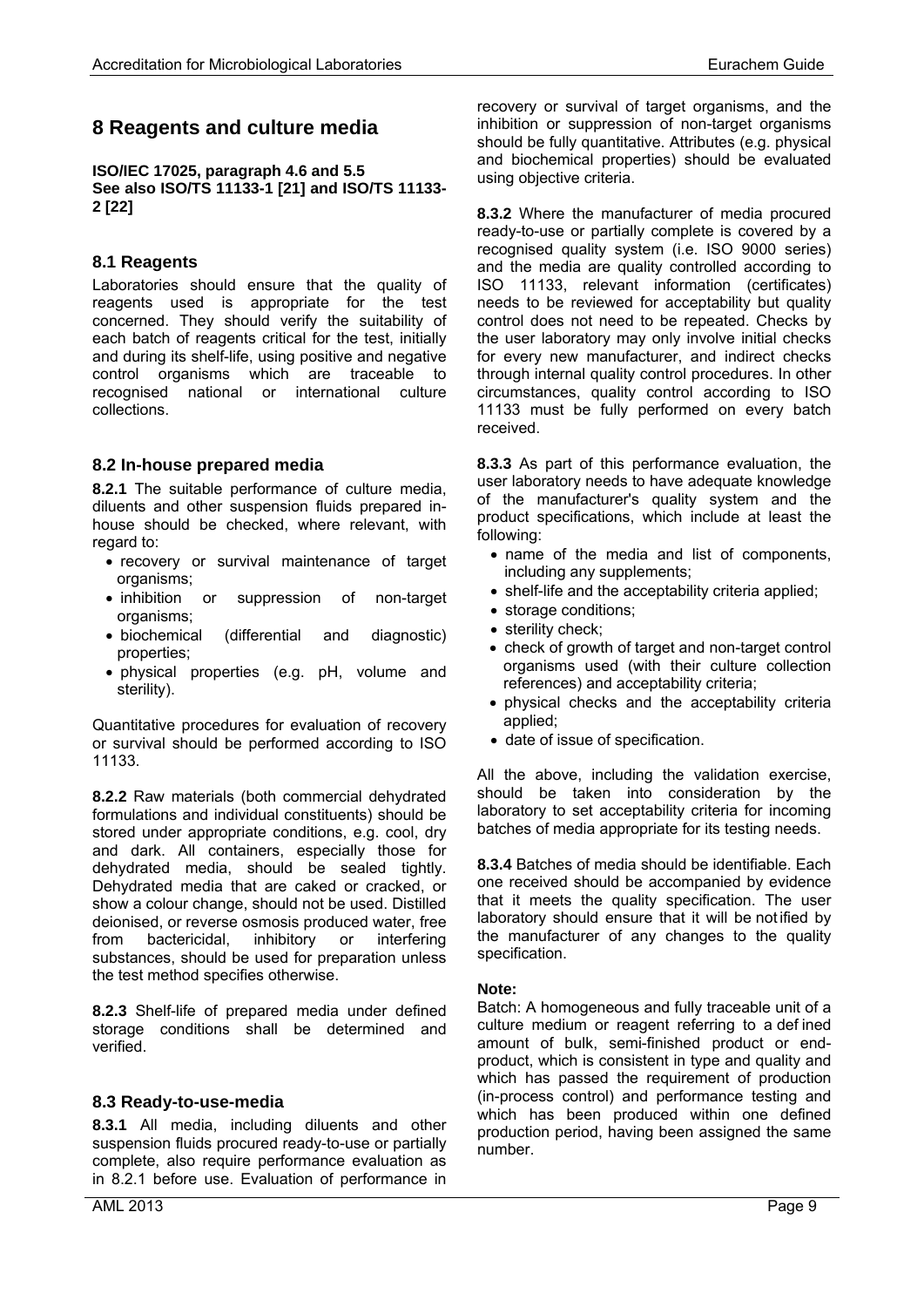# 8 Reagents and culture media

**ISO/IEC 17025, paragraph 4.6 and 5.5**
**See also ISO/TS 11133-1 [21] and ISO/TS 11133-2 [22]**

## 8.1 Reagents

Laboratories should ensure that the quality of reagents used is appropriate for the test concerned. They should verify the suitability of each batch of reagents critical for the test, initially and during its shelf-life, using positive and negative control organisms which are traceable to recognised national or international culture collections.

## 8.2 In-house prepared media

**8.2.1** The suitable performance of culture media, diluents and other suspension fluids prepared in-house should be checked, where relevant, with regard to:

- recovery or survival maintenance of target organisms;
- inhibition or suppression of non-target organisms;
- biochemical (differential and diagnostic) properties;
- physical properties (e.g. pH, volume and sterility).

Quantitative procedures for evaluation of recovery or survival should be performed according to ISO 11133.

**8.2.2** Raw materials (both commercial dehydrated formulations and individual constituents) should be stored under appropriate conditions, e.g. cool, dry and dark. All containers, especially those for dehydrated media, should be sealed tightly. Dehydrated media that are caked or cracked, or show a colour change, should not be used. Distilled deionised, or reverse osmosis produced water, free from bactericidal, inhibitory or interfering substances, should be used for preparation unless the test method specifies otherwise.

**8.2.3** Shelf-life of prepared media under defined storage conditions shall be determined and verified.

## 8.3 Ready-to-use-media

**8.3.1** All media, including diluents and other suspension fluids procured ready-to-use or partially complete, also require performance evaluation as in 8.2.1 before use. Evaluation of performance in recovery or survival of target organisms, and the inhibition or suppression of non-target organisms should be fully quantitative. Attributes (e.g. physical and biochemical properties) should be evaluated using objective criteria.

**8.3.2** Where the manufacturer of media procured ready-to-use or partially complete is covered by a recognised quality system (i.e. ISO 9000 series) and the media are quality controlled according to ISO 11133, relevant information (certificates) needs to be reviewed for acceptability but quality control does not need to be repeated. Checks by the user laboratory may only involve initial checks for every new manufacturer, and indirect checks through internal quality control procedures. In other circumstances, quality control according to ISO 11133 must be fully performed on every batch received.

**8.3.3** As part of this performance evaluation, the user laboratory needs to have adequate knowledge of the manufacturer's quality system and the product specifications, which include at least the following:

- name of the media and list of components, including any supplements;
- shelf-life and the acceptability criteria applied;
- storage conditions;
- sterility check;
- check of growth of target and non-target control organisms used (with their culture collection references) and acceptability criteria;
- physical checks and the acceptability criteria applied;
- date of issue of specification.

All the above, including the validation exercise, should be taken into consideration by the laboratory to set acceptability criteria for incoming batches of media appropriate for its testing needs.

**8.3.4** Batches of media should be identifiable. Each one received should be accompanied by evidence that it meets the quality specification. The user laboratory should ensure that it will be notified by the manufacturer of any changes to the quality specification.

**Note:**
Batch: A homogeneous and fully traceable unit of a culture medium or reagent referring to a defined amount of bulk, semi-finished product or end-product, which is consistent in type and quality and which has passed the requirement of production (in-process control) and performance testing and which has been produced within one defined production period, having been assigned the same number.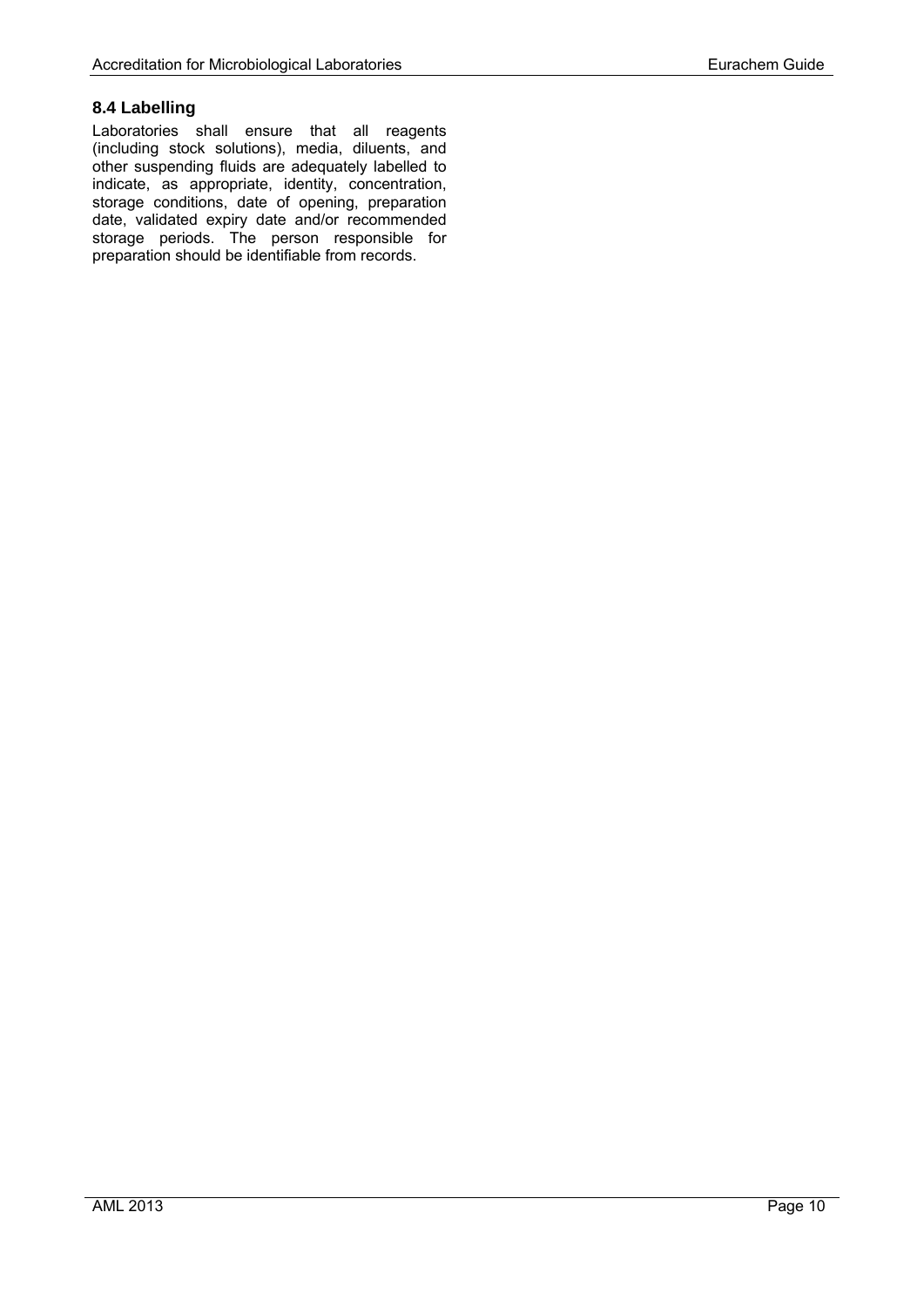### 8.4 Labelling

Laboratories shall ensure that all reagents (including stock solutions), media, diluents, and other suspending fluids are adequately labelled to indicate, as appropriate, identity, concentration, storage conditions, date of opening, preparation date, validated expiry date and/or recommended storage periods. The person responsible for preparation should be identifiable from records.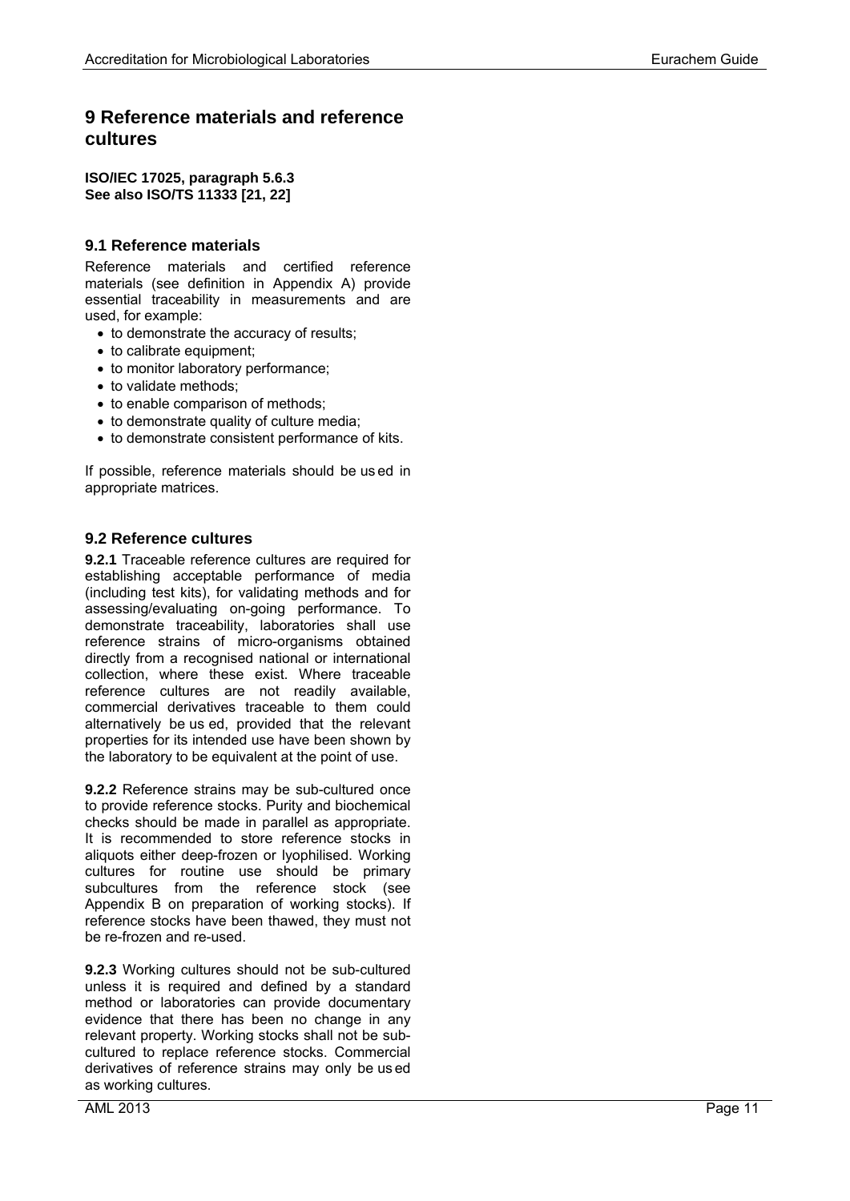# 9 Reference materials and reference cultures

**ISO/IEC 17025, paragraph 5.6.3**
**See also ISO/TS 11333 [21, 22]**

## 9.1 Reference materials

Reference materials and certified reference materials (see definition in Appendix A) provide essential traceability in measurements and are used, for example:

- to demonstrate the accuracy of results;
- to calibrate equipment;
- to monitor laboratory performance;
- to validate methods;
- to enable comparison of methods;
- to demonstrate quality of culture media;
- to demonstrate consistent performance of kits.

If possible, reference materials should be used in appropriate matrices.

## 9.2 Reference cultures

**9.2.1** Traceable reference cultures are required for establishing acceptable performance of media (including test kits), for validating methods and for assessing/evaluating on-going performance. To demonstrate traceability, laboratories shall use reference strains of micro-organisms obtained directly from a recognised national or international collection, where these exist. Where traceable reference cultures are not readily available, commercial derivatives traceable to them could alternatively be used, provided that the relevant properties for its intended use have been shown by the laboratory to be equivalent at the point of use.

**9.2.2** Reference strains may be sub-cultured once to provide reference stocks. Purity and biochemical checks should be made in parallel as appropriate. It is recommended to store reference stocks in aliquots either deep-frozen or lyophilised. Working cultures for routine use should be primary subcultures from the reference stock (see Appendix B on preparation of working stocks). If reference stocks have been thawed, they must not be re-frozen and re-used.

**9.2.3** Working cultures should not be sub-cultured unless it is required and defined by a standard method or laboratories can provide documentary evidence that there has been no change in any relevant property. Working stocks shall not be sub-cultured to replace reference stocks. Commercial derivatives of reference strains may only be used as working cultures.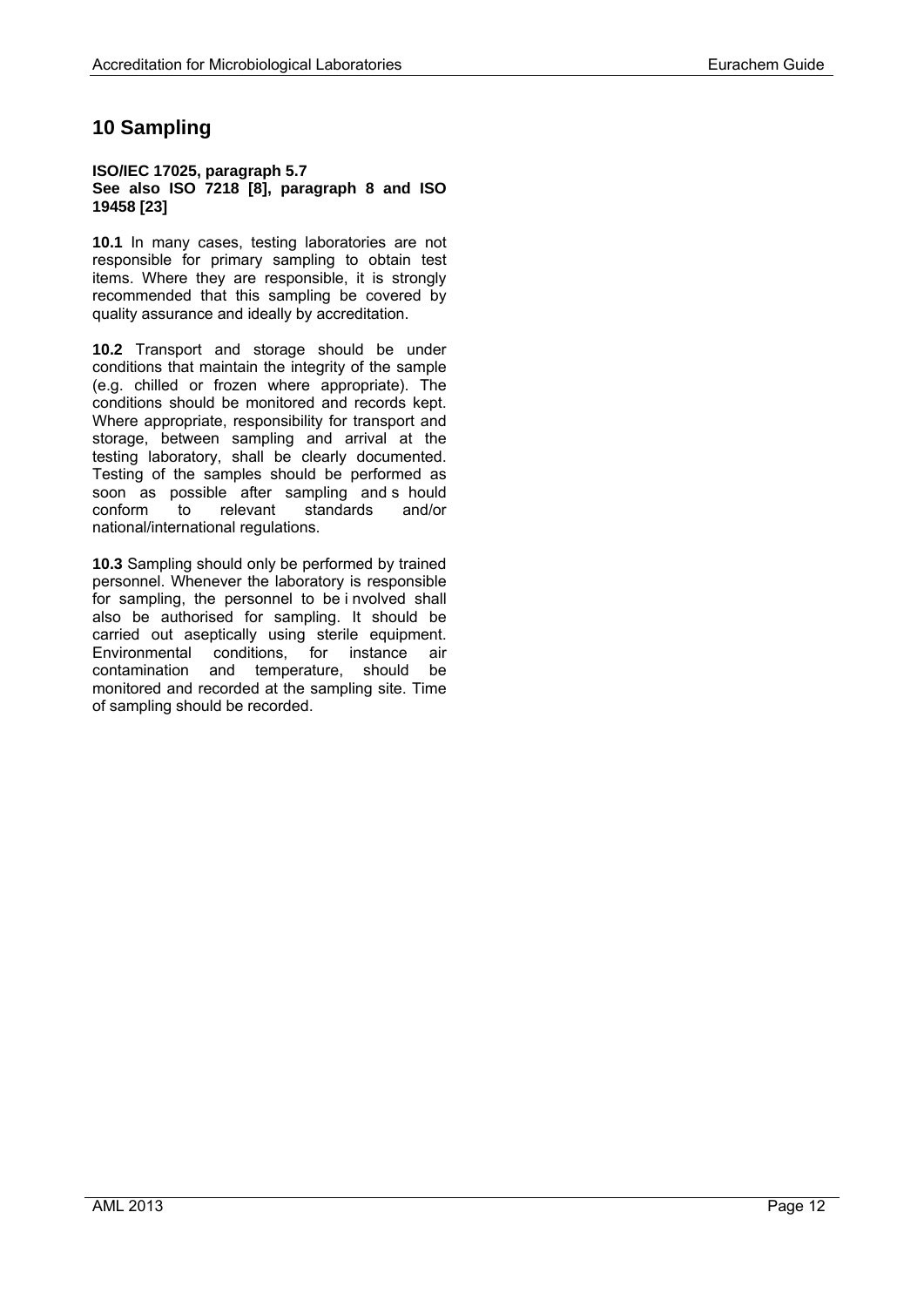# 10 Sampling

**ISO/IEC 17025, paragraph 5.7**
**See also ISO 7218 [8], paragraph 8 and ISO 19458 [23]**

**10.1** In many cases, testing laboratories are not responsible for primary sampling to obtain test items. Where they are responsible, it is strongly recommended that this sampling be covered by quality assurance and ideally by accreditation.

**10.2** Transport and storage should be under conditions that maintain the integrity of the sample (e.g. chilled or frozen where appropriate). The conditions should be monitored and records kept. Where appropriate, responsibility for transport and storage, between sampling and arrival at the testing laboratory, shall be clearly documented. Testing of the samples should be performed as soon as possible after sampling and should conform to relevant standards and/or national/international regulations.

**10.3** Sampling should only be performed by trained personnel. Whenever the laboratory is responsible for sampling, the personnel to be involved shall also be authorised for sampling. It should be carried out aseptically using sterile equipment. Environmental conditions, for instance air contamination and temperature, should be monitored and recorded at the sampling site. Time of sampling should be recorded.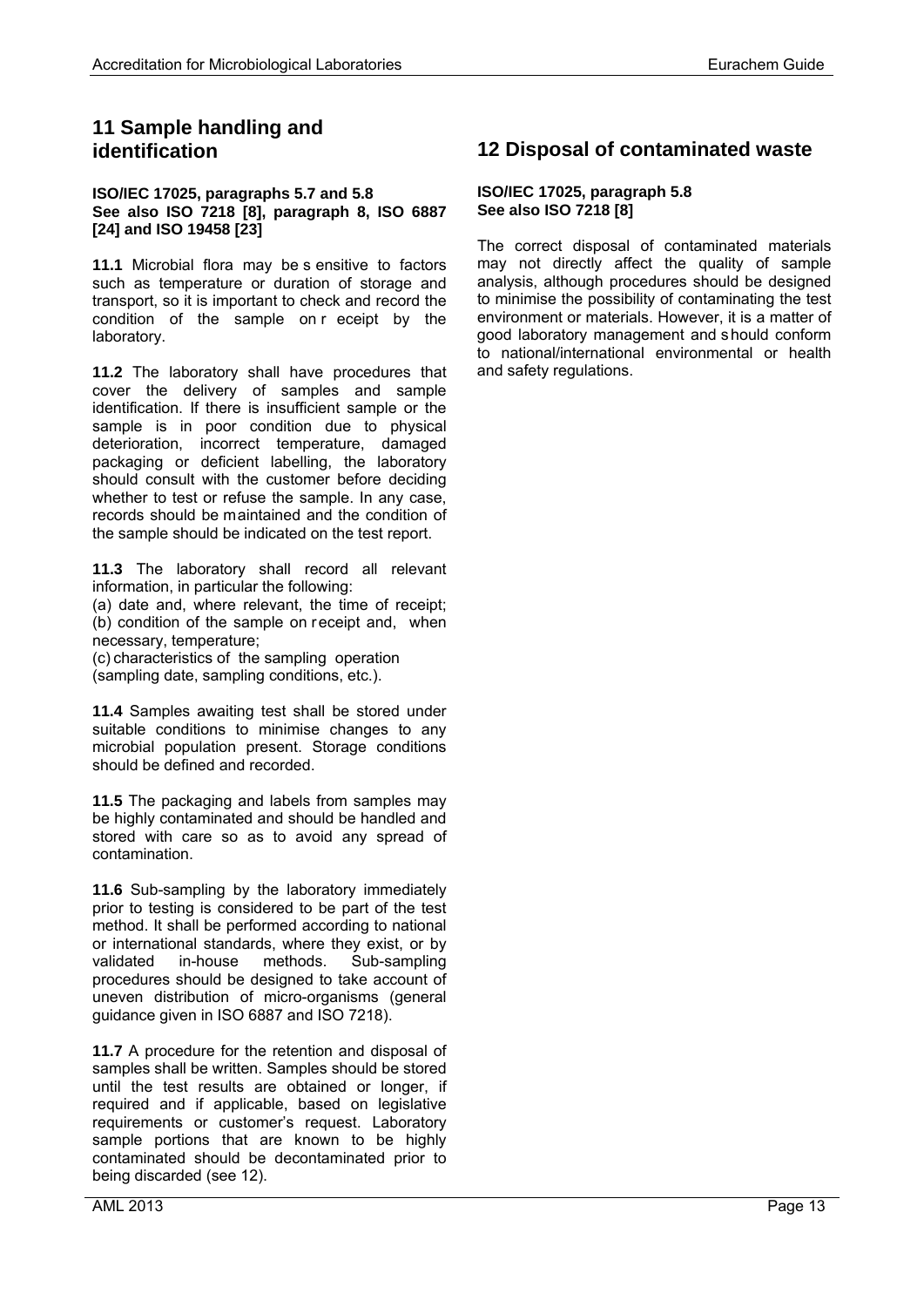## 11 Sample handling and identification

**ISO/IEC 17025, paragraphs 5.7 and 5.8**
**See also ISO 7218 [8], paragraph 8, ISO 6887 [24] and ISO 19458 [23]**

**11.1** Microbial flora may be sensitive to factors such as temperature or duration of storage and transport, so it is important to check and record the condition of the sample on receipt by the laboratory.

**11.2** The laboratory shall have procedures that cover the delivery of samples and sample identification. If there is insufficient sample or the sample is in poor condition due to physical deterioration, incorrect temperature, damaged packaging or deficient labelling, the laboratory should consult with the customer before deciding whether to test or refuse the sample. In any case, records should be maintained and the condition of the sample should be indicated on the test report.

**11.3** The laboratory shall record all relevant information, in particular the following:

(a) date and, where relevant, the time of receipt;
(b) condition of the sample on receipt and, when necessary, temperature;
(c) characteristics of the sampling operation (sampling date, sampling conditions, etc.).

**11.4** Samples awaiting test shall be stored under suitable conditions to minimise changes to any microbial population present. Storage conditions should be defined and recorded.

**11.5** The packaging and labels from samples may be highly contaminated and should be handled and stored with care so as to avoid any spread of contamination.

**11.6** Sub-sampling by the laboratory immediately prior to testing is considered to be part of the test method. It shall be performed according to national or international standards, where they exist, or by validated in-house methods. Sub-sampling procedures should be designed to take account of uneven distribution of micro-organisms (general guidance given in ISO 6887 and ISO 7218).

**11.7** A procedure for the retention and disposal of samples shall be written. Samples should be stored until the test results are obtained or longer, if required and if applicable, based on legislative requirements or customer's request. Laboratory sample portions that are known to be highly contaminated should be decontaminated prior to being discarded (see 12).

## 12 Disposal of contaminated waste

**ISO/IEC 17025, paragraph 5.8**
**See also ISO 7218 [8]**

The correct disposal of contaminated materials may not directly affect the quality of sample analysis, although procedures should be designed to minimise the possibility of contaminating the test environment or materials. However, it is a matter of good laboratory management and should conform to national/international environmental or health and safety regulations.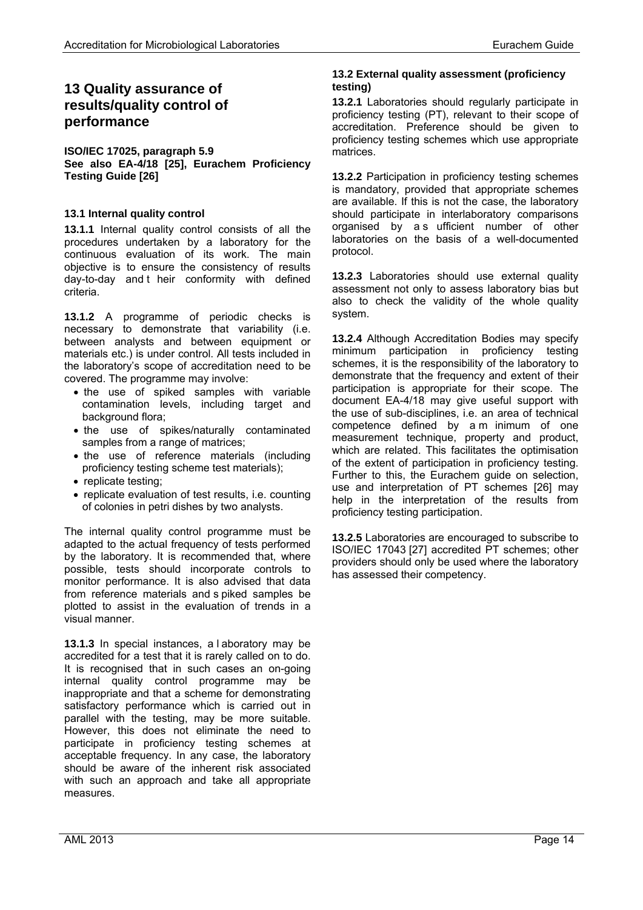# 13 Quality assurance of results/quality control of performance

**ISO/IEC 17025, paragraph 5.9**
**See also EA-4/18 [25], Eurachem Proficiency Testing Guide [26]**

### 13.1 Internal quality control

**13.1.1** Internal quality control consists of all the procedures undertaken by a laboratory for the continuous evaluation of its work. The main objective is to ensure the consistency of results day-to-day and their conformity with defined criteria.

**13.1.2** A programme of periodic checks is necessary to demonstrate that variability (i.e. between analysts and between equipment or materials etc.) is under control. All tests included in the laboratory's scope of accreditation need to be covered. The programme may involve:

- the use of spiked samples with variable contamination levels, including target and background flora;
- the use of spikes/naturally contaminated samples from a range of matrices;
- the use of reference materials (including proficiency testing scheme test materials);
- replicate testing;
- replicate evaluation of test results, i.e. counting of colonies in petri dishes by two analysts.

The internal quality control programme must be adapted to the actual frequency of tests performed by the laboratory. It is recommended that, where possible, tests should incorporate controls to monitor performance. It is also advised that data from reference materials and spiked samples be plotted to assist in the evaluation of trends in a visual manner.

**13.1.3** In special instances, a laboratory may be accredited for a test that it is rarely called on to do. It is recognised that in such cases an on-going internal quality control programme may be inappropriate and that a scheme for demonstrating satisfactory performance which is carried out in parallel with the testing, may be more suitable. However, this does not eliminate the need to participate in proficiency testing schemes at acceptable frequency. In any case, the laboratory should be aware of the inherent risk associated with such an approach and take all appropriate measures.

### 13.2 External quality assessment (proficiency testing)

**13.2.1** Laboratories should regularly participate in proficiency testing (PT), relevant to their scope of accreditation. Preference should be given to proficiency testing schemes which use appropriate matrices.

**13.2.2** Participation in proficiency testing schemes is mandatory, provided that appropriate schemes are available. If this is not the case, the laboratory should participate in interlaboratory comparisons organised by a sufficient number of other laboratories on the basis of a well-documented protocol.

**13.2.3** Laboratories should use external quality assessment not only to assess laboratory bias but also to check the validity of the whole quality system.

**13.2.4** Although Accreditation Bodies may specify minimum participation in proficiency testing schemes, it is the responsibility of the laboratory to demonstrate that the frequency and extent of their participation is appropriate for their scope. The document EA-4/18 may give useful support with the use of sub-disciplines, i.e. an area of technical competence defined by a minimum of one measurement technique, property and product, which are related. This facilitates the optimisation of the extent of participation in proficiency testing. Further to this, the Eurachem guide on selection, use and interpretation of PT schemes [26] may help in the interpretation of the results from proficiency testing participation.

**13.2.5** Laboratories are encouraged to subscribe to ISO/IEC 17043 [27] accredited PT schemes; other providers should only be used where the laboratory has assessed their competency.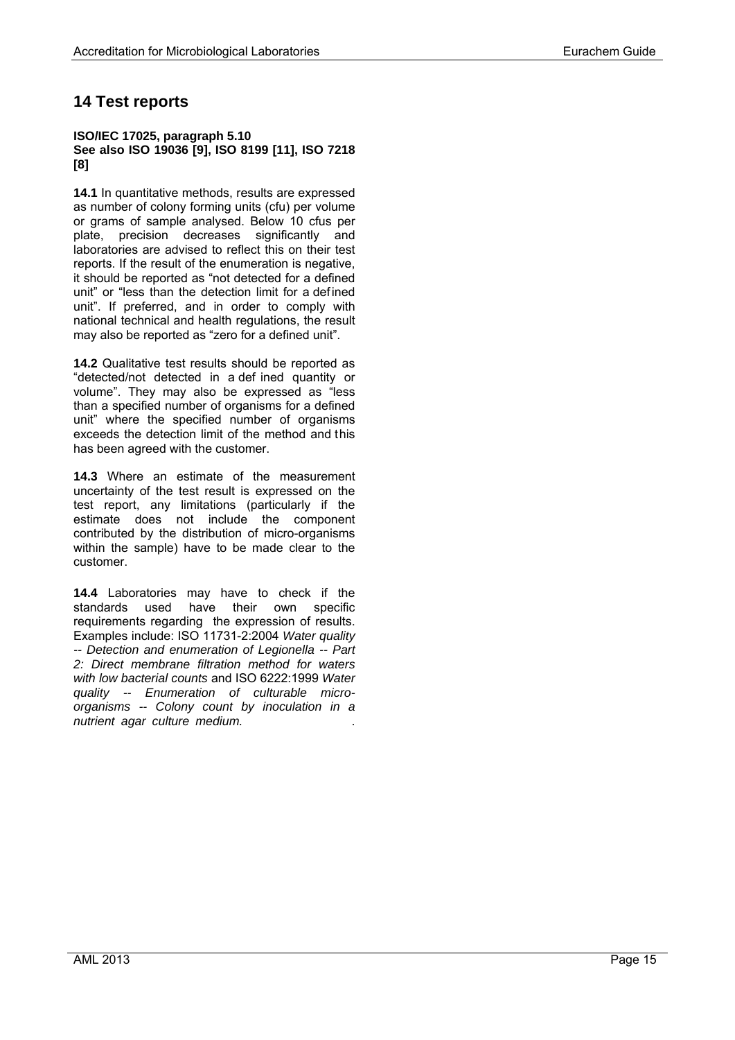# 14 Test reports

**ISO/IEC 17025, paragraph 5.10**
**See also ISO 19036 [9], ISO 8199 [11], ISO 7218 [8]**

**14.1** In quantitative methods, results are expressed as number of colony forming units (cfu) per volume or grams of sample analysed. Below 10 cfus per plate, precision decreases significantly and laboratories are advised to reflect this on their test reports. If the result of the enumeration is negative, it should be reported as "not detected for a defined unit" or "less than the detection limit for a defined unit". If preferred, and in order to comply with national technical and health regulations, the result may also be reported as "zero for a defined unit".

**14.2** Qualitative test results should be reported as "detected/not detected in a defined quantity or volume". They may also be expressed as "less than a specified number of organisms for a defined unit" where the specified number of organisms exceeds the detection limit of the method and this has been agreed with the customer.

**14.3** Where an estimate of the measurement uncertainty of the test result is expressed on the test report, any limitations (particularly if the estimate does not include the component contributed by the distribution of micro-organisms within the sample) have to be made clear to the customer.

**14.4** Laboratories may have to check if the standards used have their own specific requirements regarding the expression of results. Examples include: ISO 11731-2:2004 *Water quality -- Detection and enumeration of Legionella -- Part 2: Direct membrane filtration method for waters with low bacterial counts* and ISO 6222:1999 *Water quality -- Enumeration of culturable micro-organisms -- Colony count by inoculation in a nutrient agar culture medium.*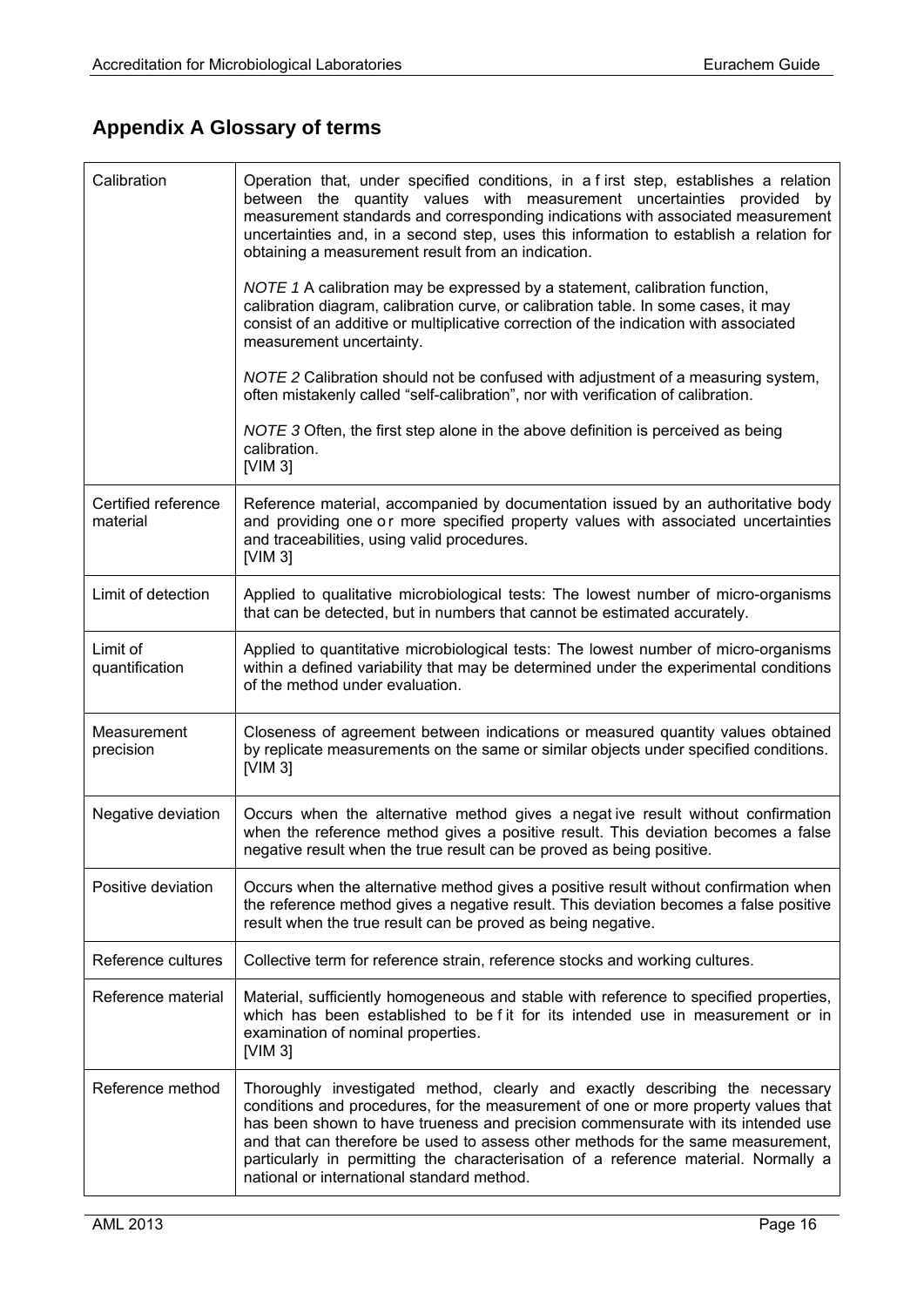## Appendix A Glossary of terms

| | |
|---|---|
| Calibration | Operation that, under specified conditions, in a first step, establishes a relation between the quantity values with measurement uncertainties provided by measurement standards and corresponding indications with associated measurement uncertainties and, in a second step, uses this information to establish a relation for obtaining a measurement result from an indication.<br><br>*NOTE 1* A calibration may be expressed by a statement, calibration function, calibration diagram, calibration curve, or calibration table. In some cases, it may consist of an additive or multiplicative correction of the indication with associated measurement uncertainty.<br><br>*NOTE 2* Calibration should not be confused with adjustment of a measuring system, often mistakenly called "self-calibration", nor with verification of calibration.<br><br>*NOTE 3* Often, the first step alone in the above definition is perceived as being calibration.<br>[VIM 3] |
| Certified reference material | Reference material, accompanied by documentation issued by an authoritative body and providing one or more specified property values with associated uncertainties and traceabilities, using valid procedures.<br>[VIM 3] |
| Limit of detection | Applied to qualitative microbiological tests: The lowest number of micro-organisms that can be detected, but in numbers that cannot be estimated accurately. |
| Limit of quantification | Applied to quantitative microbiological tests: The lowest number of micro-organisms within a defined variability that may be determined under the experimental conditions of the method under evaluation. |
| Measurement precision | Closeness of agreement between indications or measured quantity values obtained by replicate measurements on the same or similar objects under specified conditions.<br>[VIM 3] |
| Negative deviation | Occurs when the alternative method gives a negative result without confirmation when the reference method gives a positive result. This deviation becomes a false negative result when the true result can be proved as being positive. |
| Positive deviation | Occurs when the alternative method gives a positive result without confirmation when the reference method gives a negative result. This deviation becomes a false positive result when the true result can be proved as being negative. |
| Reference cultures | Collective term for reference strain, reference stocks and working cultures. |
| Reference material | Material, sufficiently homogeneous and stable with reference to specified properties, which has been established to be fit for its intended use in measurement or in examination of nominal properties.<br>[VIM 3] |
| Reference method | Thoroughly investigated method, clearly and exactly describing the necessary conditions and procedures, for the measurement of one or more property values that has been shown to have trueness and precision commensurate with its intended use and that can therefore be used to assess other methods for the same measurement, particularly in permitting the characterisation of a reference material. Normally a national or international standard method. |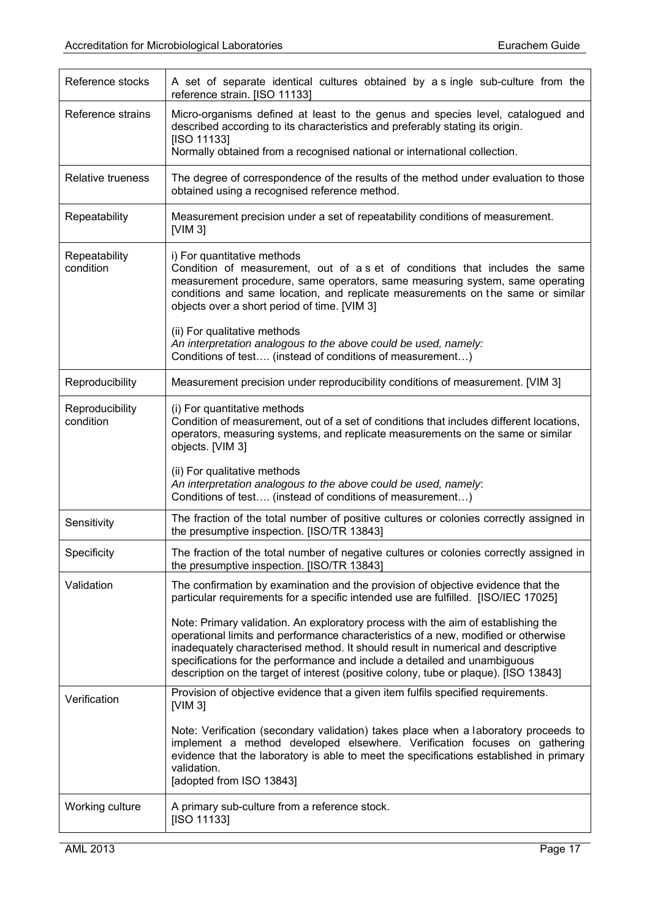| | |
|---|---|
| Reference stocks | A set of separate identical cultures obtained by a single sub-culture from the reference strain. [ISO 11133] |
| Reference strains | Micro-organisms defined at least to the genus and species level, catalogued and described according to its characteristics and preferably stating its origin. [ISO 11133]<br>Normally obtained from a recognised national or international collection. |
| Relative trueness | The degree of correspondence of the results of the method under evaluation to those obtained using a recognised reference method. |
| Repeatability | Measurement precision under a set of repeatability conditions of measurement. [VIM 3] |
| Repeatability condition | i) For quantitative methods<br>Condition of measurement, out of a set of conditions that includes the same measurement procedure, same operators, same measuring system, same operating conditions and same location, and replicate measurements on the same or similar objects over a short period of time. [VIM 3]<br><br>(ii) For qualitative methods<br>*An interpretation analogous to the above could be used, namely:*<br>Conditions of test…. (instead of conditions of measurement…) |
| Reproducibility | Measurement precision under reproducibility conditions of measurement. [VIM 3] |
| Reproducibility condition | (i) For quantitative methods<br>Condition of measurement, out of a set of conditions that includes different locations, operators, measuring systems, and replicate measurements on the same or similar objects. [VIM 3]<br><br>(ii) For qualitative methods<br>*An interpretation analogous to the above could be used, namely*:<br>Conditions of test…. (instead of conditions of measurement…) |
| Sensitivity | The fraction of the total number of positive cultures or colonies correctly assigned in the presumptive inspection. [ISO/TR 13843] |
| Specificity | The fraction of the total number of negative cultures or colonies correctly assigned in the presumptive inspection. [ISO/TR 13843] |
| Validation | The confirmation by examination and the provision of objective evidence that the particular requirements for a specific intended use are fulfilled. [ISO/IEC 17025]<br><br>Note: Primary validation. An exploratory process with the aim of establishing the operational limits and performance characteristics of a new, modified or otherwise inadequately characterised method. It should result in numerical and descriptive specifications for the performance and include a detailed and unambiguous description on the target of interest (positive colony, tube or plaque). [ISO 13843] |
| Verification | Provision of objective evidence that a given item fulfils specified requirements. [VIM 3]<br><br>Note: Verification (secondary validation) takes place when a laboratory proceeds to implement a method developed elsewhere. Verification focuses on gathering evidence that the laboratory is able to meet the specifications established in primary validation.<br>[adopted from ISO 13843] |
| Working culture | A primary sub-culture from a reference stock.<br>[ISO 11133] |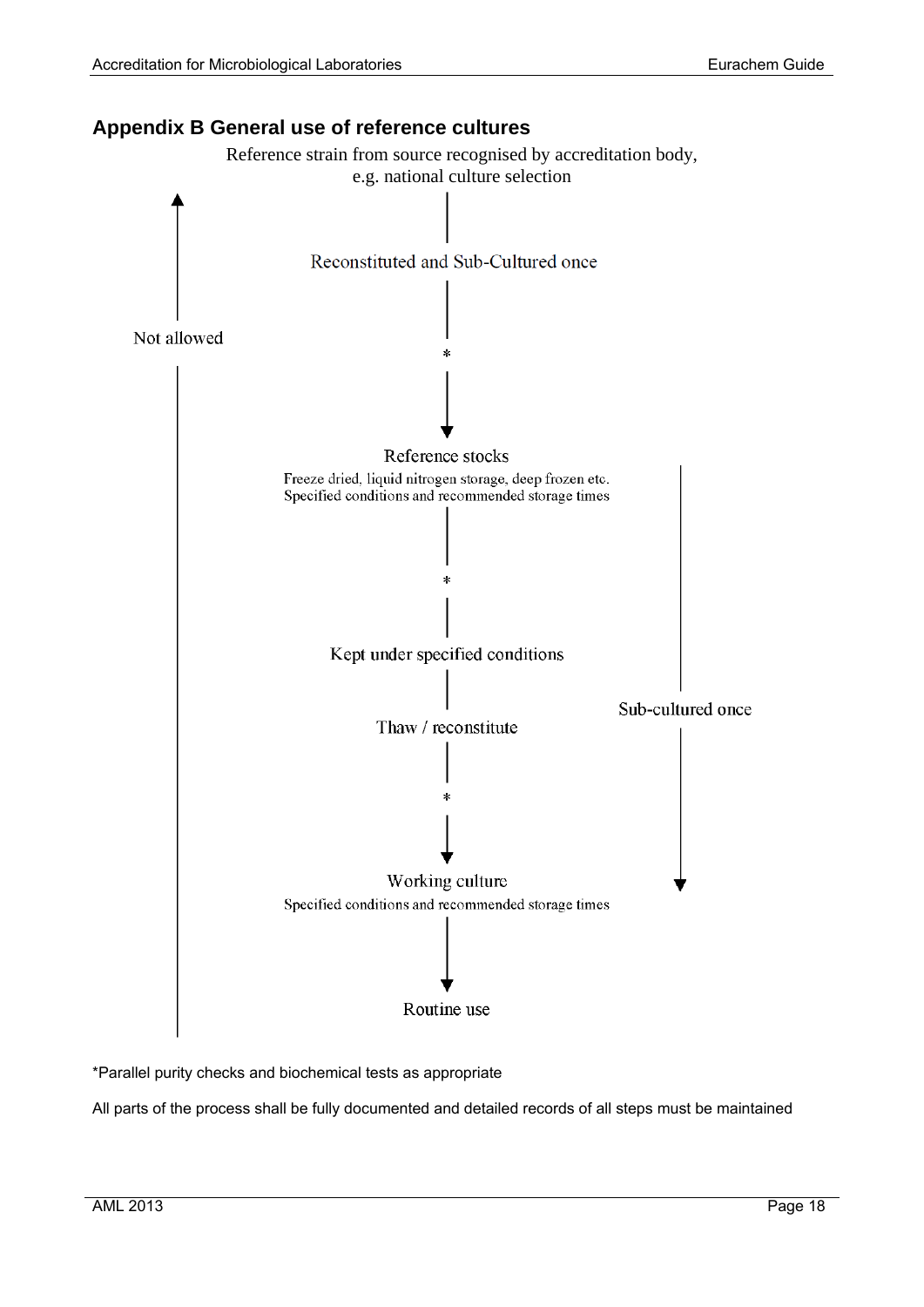## Appendix B General use of reference cultures

Reference strain from source recognised by accreditation body, e.g. national culture selection

Reconstituted and Sub-Cultured once

*

Reference stocks

Freeze dried, liquid nitrogen storage, deep frozen etc.
Specified conditions and recommended storage times

*

Kept under specified conditions

Thaw / reconstitute

*

Working culture

Specified conditions and recommended storage times

Routine use

Not allowed

Sub-cultured once

*Parallel purity checks and biochemical tests as appropriate

All parts of the process shall be fully documented and detailed records of all steps must be maintained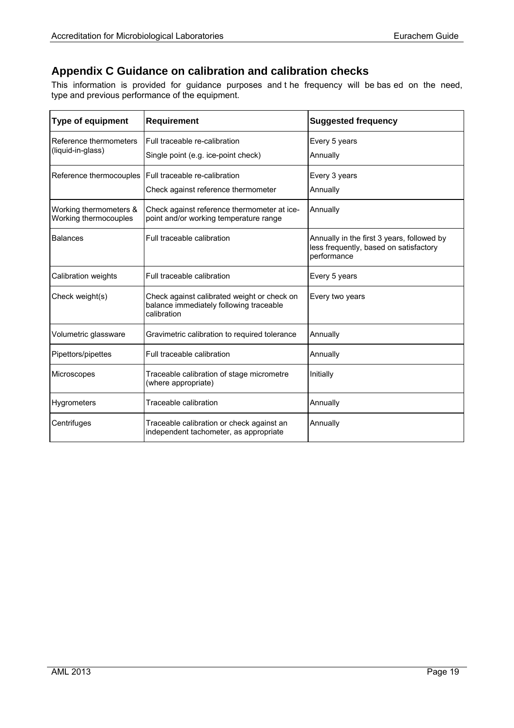## Appendix C Guidance on calibration and calibration checks

This information is provided for guidance purposes and the frequency will be based on the need, type and previous performance of the equipment.

| Type of equipment | Requirement | Suggested frequency |
|---|---|---|
| Reference thermometers (liquid-in-glass) | Full traceable re-calibration<br>Single point (e.g. ice-point check) | Every 5 years<br>Annually |
| Reference thermocouples | Full traceable re-calibration<br>Check against reference thermometer | Every 3 years<br>Annually |
| Working thermometers & Working thermocouples | Check against reference thermometer at ice-point and/or working temperature range | Annually |
| Balances | Full traceable calibration | Annually in the first 3 years, followed by less frequently, based on satisfactory performance |
| Calibration weights | Full traceable calibration | Every 5 years |
| Check weight(s) | Check against calibrated weight or check on balance immediately following traceable calibration | Every two years |
| Volumetric glassware | Gravimetric calibration to required tolerance | Annually |
| Pipettors/pipettes | Full traceable calibration | Annually |
| Microscopes | Traceable calibration of stage micrometre (where appropriate) | Initially |
| Hygrometers | Traceable calibration | Annually |
| Centrifuges | Traceable calibration or check against an independent tachometer, as appropriate | Annually |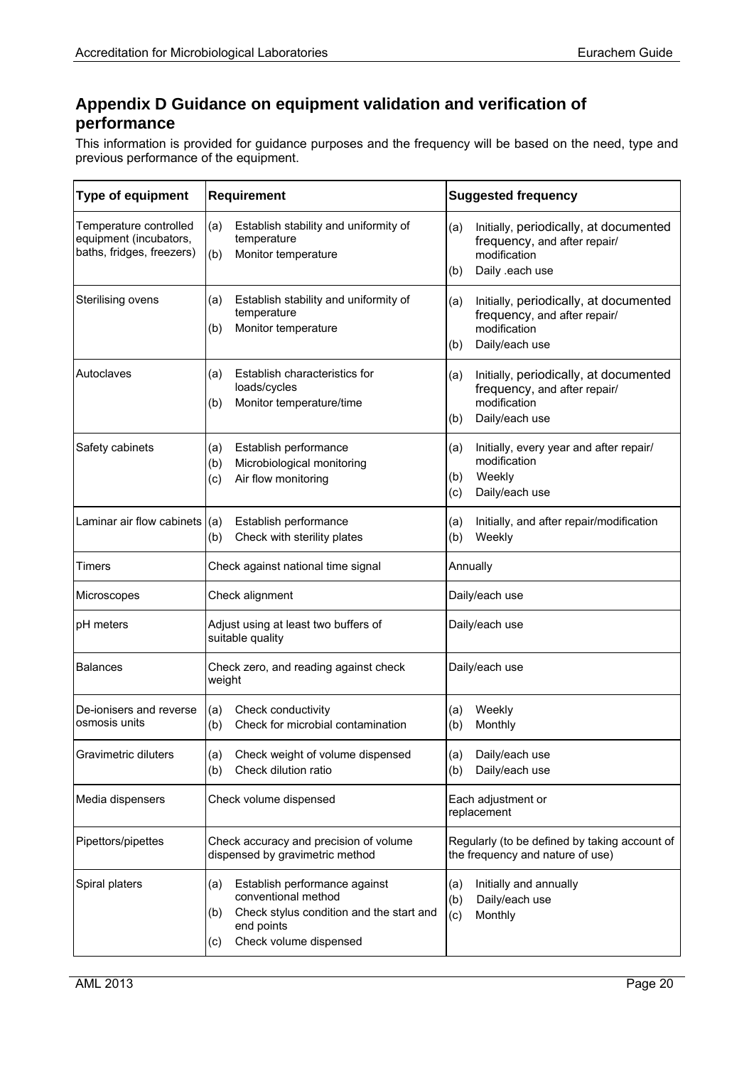## Appendix D Guidance on equipment validation and verification of performance

This information is provided for guidance purposes and the frequency will be based on the need, type and previous performance of the equipment.

| Type of equipment | Requirement | Suggested frequency |
|---|---|---|
| Temperature controlled equipment (incubators, baths, fridges, freezers) | (a) Establish stability and uniformity of temperature<br>(b) Monitor temperature | (a) Initially, periodically, at documented frequency, and after repair/ modification<br>(b) Daily .each use |
| Sterilising ovens | (a) Establish stability and uniformity of temperature<br>(b) Monitor temperature | (a) Initially, periodically, at documented frequency, and after repair/ modification<br>(b) Daily/each use |
| Autoclaves | (a) Establish characteristics for loads/cycles<br>(b) Monitor temperature/time | (a) Initially, periodically, at documented frequency, and after repair/ modification<br>(b) Daily/each use |
| Safety cabinets | (a) Establish performance<br>(b) Microbiological monitoring<br>(c) Air flow monitoring | (a) Initially, every year and after repair/ modification<br>(b) Weekly<br>(c) Daily/each use |
| Laminar air flow cabinets | (a) Establish performance<br>(b) Check with sterility plates | (a) Initially, and after repair/modification<br>(b) Weekly |
| Timers | Check against national time signal | Annually |
| Microscopes | Check alignment | Daily/each use |
| pH meters | Adjust using at least two buffers of suitable quality | Daily/each use |
| Balances | Check zero, and reading against check weight | Daily/each use |
| De-ionisers and reverse osmosis units | (a) Check conductivity<br>(b) Check for microbial contamination | (a) Weekly<br>(b) Monthly |
| Gravimetric diluters | (a) Check weight of volume dispensed<br>(b) Check dilution ratio | (a) Daily/each use<br>(b) Daily/each use |
| Media dispensers | Check volume dispensed | Each adjustment or replacement |
| Pipettors/pipettes | Check accuracy and precision of volume dispensed by gravimetric method | Regularly (to be defined by taking account of the frequency and nature of use) |
| Spiral platers | (a) Establish performance against conventional method<br>(b) Check stylus condition and the start and end points<br>(c) Check volume dispensed | (a) Initially and annually<br>(b) Daily/each use<br>(c) Monthly |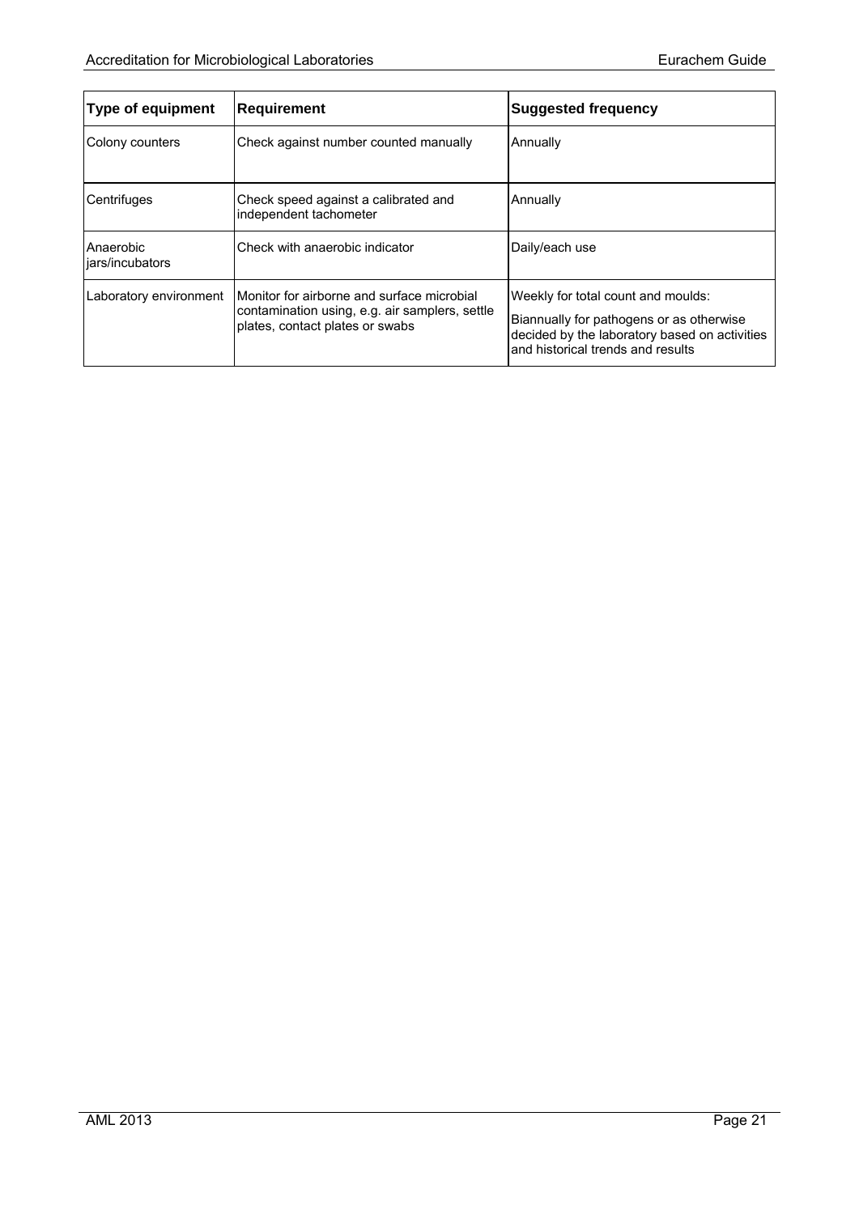| Type of equipment | Requirement | Suggested frequency |
| --- | --- | --- |
| Colony counters | Check against number counted manually | Annually |
| Centrifuges | Check speed against a calibrated and independent tachometer | Annually |
| Anaerobic jars/incubators | Check with anaerobic indicator | Daily/each use |
| Laboratory environment | Monitor for airborne and surface microbial contamination using, e.g. air samplers, settle plates, contact plates or swabs | Weekly for total count and moulds:<br>Biannually for pathogens or as otherwise decided by the laboratory based on activities and historical trends and results |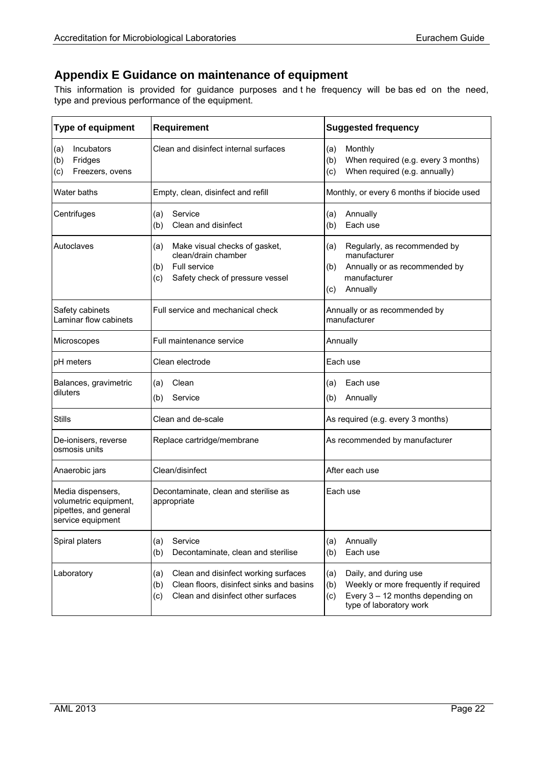## Appendix E Guidance on maintenance of equipment

This information is provided for guidance purposes and the frequency will be based on the need, type and previous performance of the equipment.

| Type of equipment | Requirement | Suggested frequency |
|---|---|---|
| (a) Incubators<br>(b) Fridges<br>(c) Freezers, ovens | Clean and disinfect internal surfaces | (a) Monthly<br>(b) When required (e.g. every 3 months)<br>(c) When required (e.g. annually) |
| Water baths | Empty, clean, disinfect and refill | Monthly, or every 6 months if biocide used |
| Centrifuges | (a) Service<br>(b) Clean and disinfect | (a) Annually<br>(b) Each use |
| Autoclaves | (a) Make visual checks of gasket, clean/drain chamber<br>(b) Full service<br>(c) Safety check of pressure vessel | (a) Regularly, as recommended by manufacturer<br>(b) Annually or as recommended by manufacturer<br>(c) Annually |
| Safety cabinets<br>Laminar flow cabinets | Full service and mechanical check | Annually or as recommended by manufacturer |
| Microscopes | Full maintenance service | Annually |
| pH meters | Clean electrode | Each use |
| Balances, gravimetric diluters | (a) Clean<br>(b) Service | (a) Each use<br>(b) Annually |
| Stills | Clean and de-scale | As required (e.g. every 3 months) |
| De-ionisers, reverse osmosis units | Replace cartridge/membrane | As recommended by manufacturer |
| Anaerobic jars | Clean/disinfect | After each use |
| Media dispensers, volumetric equipment, pipettes, and general service equipment | Decontaminate, clean and sterilise as appropriate | Each use |
| Spiral platers | (a) Service<br>(b) Decontaminate, clean and sterilise | (a) Annually<br>(b) Each use |
| Laboratory | (a) Clean and disinfect working surfaces<br>(b) Clean floors, disinfect sinks and basins<br>(c) Clean and disinfect other surfaces | (a) Daily, and during use<br>(b) Weekly or more frequently if required<br>(c) Every 3 – 12 months depending on type of laboratory work |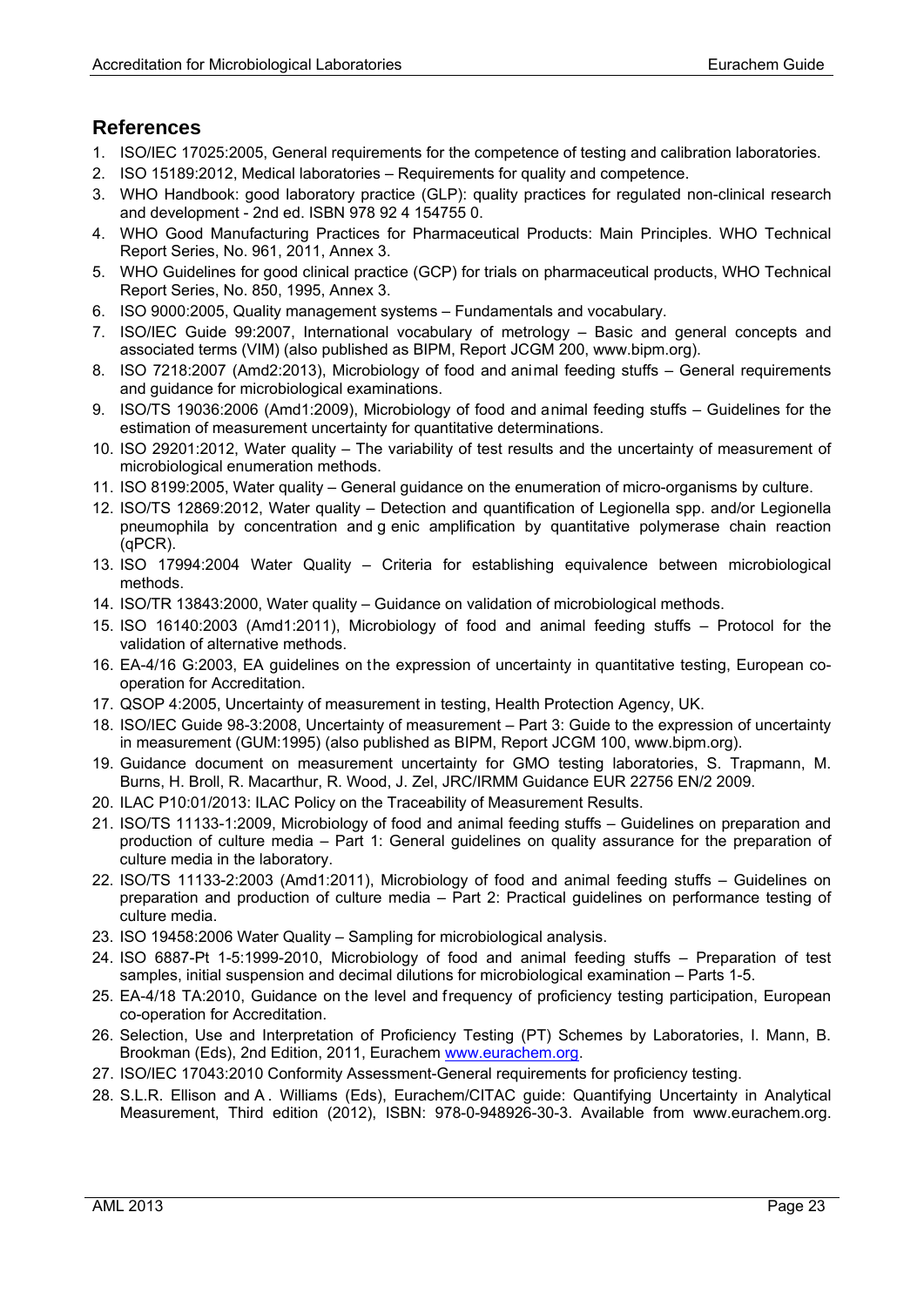## References

1. ISO/IEC 17025:2005, General requirements for the competence of testing and calibration laboratories.
2. ISO 15189:2012, Medical laboratories – Requirements for quality and competence.
3. WHO Handbook: good laboratory practice (GLP): quality practices for regulated non-clinical research and development - 2nd ed. ISBN 978 92 4 154755 0.
4. WHO Good Manufacturing Practices for Pharmaceutical Products: Main Principles. WHO Technical Report Series, No. 961, 2011, Annex 3.
5. WHO Guidelines for good clinical practice (GCP) for trials on pharmaceutical products, WHO Technical Report Series, No. 850, 1995, Annex 3.
6. ISO 9000:2005, Quality management systems – Fundamentals and vocabulary.
7. ISO/IEC Guide 99:2007, International vocabulary of metrology – Basic and general concepts and associated terms (VIM) (also published as BIPM, Report JCGM 200, www.bipm.org).
8. ISO 7218:2007 (Amd2:2013), Microbiology of food and animal feeding stuffs – General requirements and guidance for microbiological examinations.
9. ISO/TS 19036:2006 (Amd1:2009), Microbiology of food and animal feeding stuffs – Guidelines for the estimation of measurement uncertainty for quantitative determinations.
10. ISO 29201:2012, Water quality – The variability of test results and the uncertainty of measurement of microbiological enumeration methods.
11. ISO 8199:2005, Water quality – General guidance on the enumeration of micro-organisms by culture.
12. ISO/TS 12869:2012, Water quality – Detection and quantification of Legionella spp. and/or Legionella pneumophila by concentration and g enic amplification by quantitative polymerase chain reaction (qPCR).
13. ISO 17994:2004 Water Quality – Criteria for establishing equivalence between microbiological methods.
14. ISO/TR 13843:2000, Water quality – Guidance on validation of microbiological methods.
15. ISO 16140:2003 (Amd1:2011), Microbiology of food and animal feeding stuffs – Protocol for the validation of alternative methods.
16. EA-4/16 G:2003, EA guidelines on the expression of uncertainty in quantitative testing, European co-operation for Accreditation.
17. QSOP 4:2005, Uncertainty of measurement in testing, Health Protection Agency, UK.
18. ISO/IEC Guide 98-3:2008, Uncertainty of measurement – Part 3: Guide to the expression of uncertainty in measurement (GUM:1995) (also published as BIPM, Report JCGM 100, www.bipm.org).
19. Guidance document on measurement uncertainty for GMO testing laboratories, S. Trapmann, M. Burns, H. Broll, R. Macarthur, R. Wood, J. Zel, JRC/IRMM Guidance EUR 22756 EN/2 2009.
20. ILAC P10:01/2013: ILAC Policy on the Traceability of Measurement Results.
21. ISO/TS 11133-1:2009, Microbiology of food and animal feeding stuffs – Guidelines on preparation and production of culture media – Part 1: General guidelines on quality assurance for the preparation of culture media in the laboratory.
22. ISO/TS 11133-2:2003 (Amd1:2011), Microbiology of food and animal feeding stuffs – Guidelines on preparation and production of culture media – Part 2: Practical guidelines on performance testing of culture media.
23. ISO 19458:2006 Water Quality – Sampling for microbiological analysis.
24. ISO 6887-Pt 1-5:1999-2010, Microbiology of food and animal feeding stuffs – Preparation of test samples, initial suspension and decimal dilutions for microbiological examination – Parts 1-5.
25. EA-4/18 TA:2010, Guidance on the level and frequency of proficiency testing participation, European co-operation for Accreditation.
26. Selection, Use and Interpretation of Proficiency Testing (PT) Schemes by Laboratories, I. Mann, B. Brookman (Eds), 2nd Edition, 2011, Eurachem www.eurachem.org.
27. ISO/IEC 17043:2010 Conformity Assessment-General requirements for proficiency testing.
28. S.L.R. Ellison and A . Williams (Eds), Eurachem/CITAC guide: Quantifying Uncertainty in Analytical Measurement, Third edition (2012), ISBN: 978-0-948926-30-3. Available from www.eurachem.org.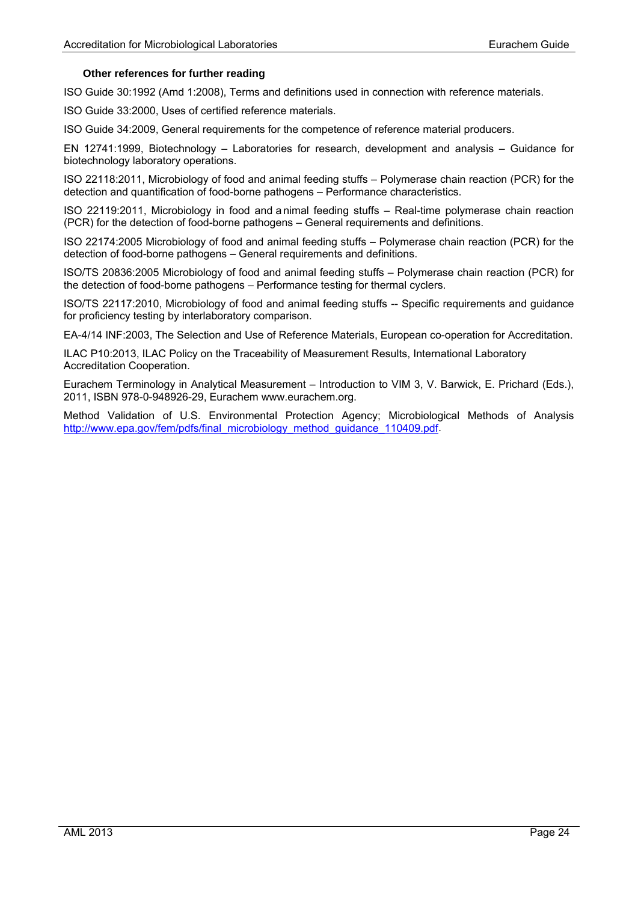**Other references for further reading**

ISO Guide 30:1992 (Amd 1:2008), Terms and definitions used in connection with reference materials.

ISO Guide 33:2000, Uses of certified reference materials.

ISO Guide 34:2009, General requirements for the competence of reference material producers.

EN 12741:1999, Biotechnology – Laboratories for research, development and analysis – Guidance for biotechnology laboratory operations.

ISO 22118:2011, Microbiology of food and animal feeding stuffs – Polymerase chain reaction (PCR) for the detection and quantification of food-borne pathogens – Performance characteristics.

ISO 22119:2011, Microbiology in food and animal feeding stuffs – Real-time polymerase chain reaction (PCR) for the detection of food-borne pathogens – General requirements and definitions.

ISO 22174:2005 Microbiology of food and animal feeding stuffs – Polymerase chain reaction (PCR) for the detection of food-borne pathogens – General requirements and definitions.

ISO/TS 20836:2005 Microbiology of food and animal feeding stuffs – Polymerase chain reaction (PCR) for the detection of food-borne pathogens – Performance testing for thermal cyclers.

ISO/TS 22117:2010, Microbiology of food and animal feeding stuffs -- Specific requirements and guidance for proficiency testing by interlaboratory comparison.

EA-4/14 INF:2003, The Selection and Use of Reference Materials, European co-operation for Accreditation.

ILAC P10:2013, ILAC Policy on the Traceability of Measurement Results, International Laboratory Accreditation Cooperation.

Eurachem Terminology in Analytical Measurement – Introduction to VIM 3, V. Barwick, E. Prichard (Eds.), 2011, ISBN 978-0-948926-29, Eurachem www.eurachem.org.

Method Validation of U.S. Environmental Protection Agency; Microbiological Methods of Analysis http://www.epa.gov/fem/pdfs/final_microbiology_method_guidance_110409.pdf.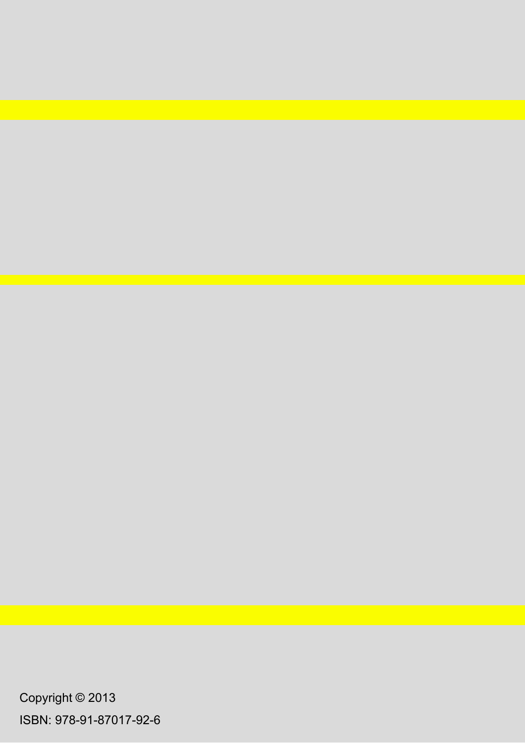Copyright © 2013

ISBN: 978-91-87017-92-6